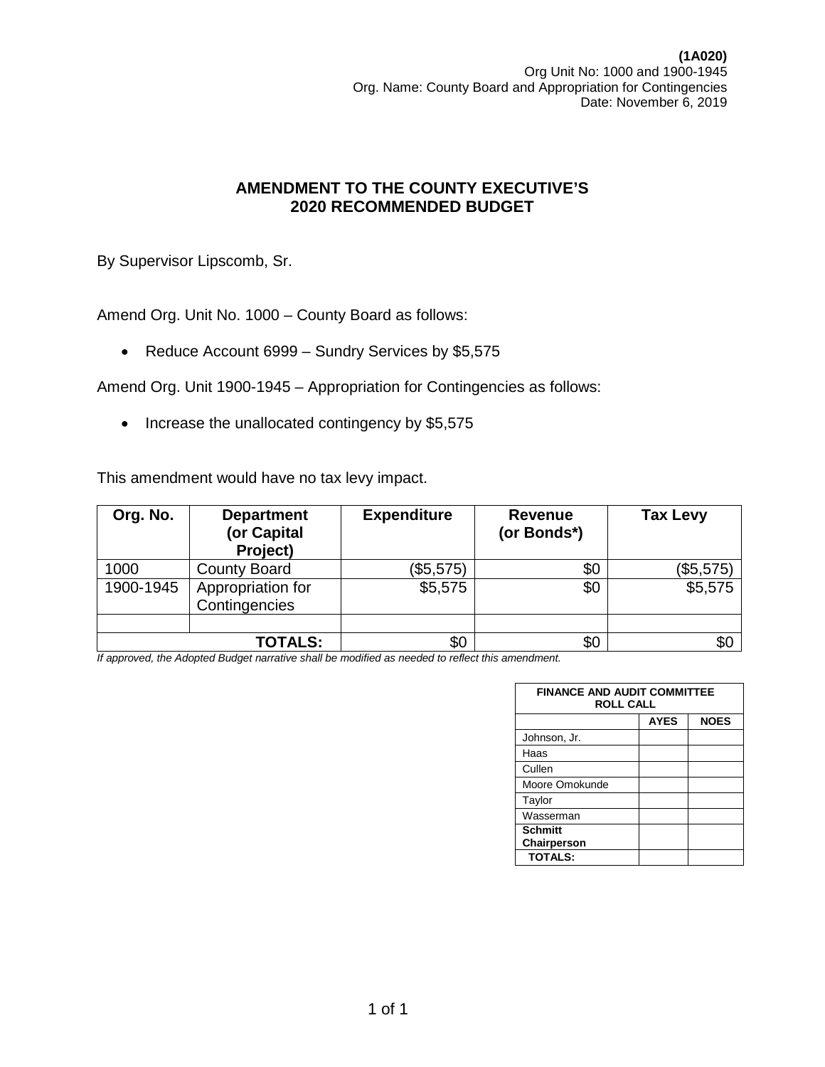**(1A020)**
Org Unit No: 1000 and 1900-1945
Org. Name: County Board and Appropriation for Contingencies
Date: November 6, 2019

## AMENDMENT TO THE COUNTY EXECUTIVE'S 2020 RECOMMENDED BUDGET

By Supervisor Lipscomb, Sr.

Amend Org. Unit No. 1000 – County Board as follows:

- Reduce Account 6999 – Sundry Services by $5,575

Amend Org. Unit 1900-1945 – Appropriation for Contingencies as follows:

- Increase the unallocated contingency by $5,575

This amendment would have no tax levy impact.

| Org. No. | Department (or Capital Project) | Expenditure | Revenue (or Bonds*) | Tax Levy |
|---|---|---|---|---|
| 1000 | County Board | ($5,575) | $0 | ($5,575) |
| 1900-1945 | Appropriation for Contingencies | $5,575 | $0 | $5,575 |
| | | | | |
| | **TOTALS:** | $0 | $0 | $0 |

*If approved, the Adopted Budget narrative shall be modified as needed to reflect this amendment.*

| FINANCE AND AUDIT COMMITTEE ROLL CALL | | |
|---|---|---|
| | **AYES** | **NOES** |
| Johnson, Jr. | | |
| Haas | | |
| Cullen | | |
| Moore Omokunde | | |
| Taylor | | |
| Wasserman | | |
| **Schmitt Chairperson** | | |
| **TOTALS:** | | |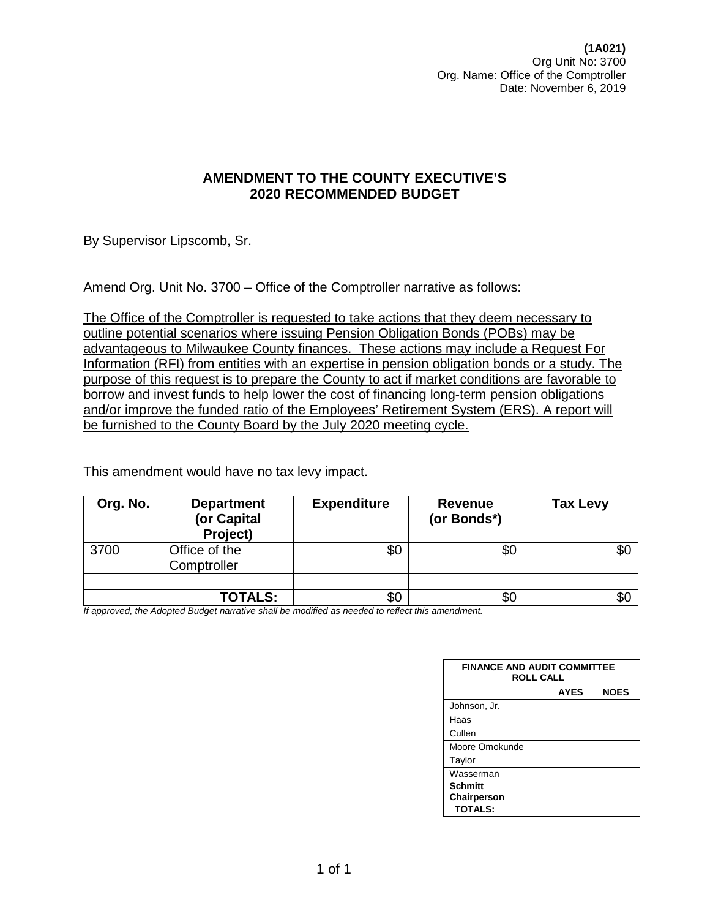**(1A021)**
Org Unit No: 3700
Org. Name: Office of the Comptroller
Date: November 6, 2019

## AMENDMENT TO THE COUNTY EXECUTIVE'S 2020 RECOMMENDED BUDGET

By Supervisor Lipscomb, Sr.

Amend Org. Unit No. 3700 – Office of the Comptroller narrative as follows:

<u>The Office of the Comptroller is requested to take actions that they deem necessary to outline potential scenarios where issuing Pension Obligation Bonds (POBs) may be advantageous to Milwaukee County finances. These actions may include a Request For Information (RFI) from entities with an expertise in pension obligation bonds or a study. The purpose of this request is to prepare the County to act if market conditions are favorable to borrow and invest funds to help lower the cost of financing long-term pension obligations and/or improve the funded ratio of the Employees' Retirement System (ERS). A report will be furnished to the County Board by the July 2020 meeting cycle.</u>

This amendment would have no tax levy impact.

| Org. No. | Department (or Capital Project) | Expenditure | Revenue (or Bonds*) | Tax Levy |
|---|---|---|---|---|
| 3700 | Office of the Comptroller | $0 | $0 | $0 |
| | | | | |
| | **TOTALS:** | $0 | $0 | $0 |

*If approved, the Adopted Budget narrative shall be modified as needed to reflect this amendment.*

| FINANCE AND AUDIT COMMITTEE ROLL CALL | | |
|---|---|---|
| | AYES | NOES |
| Johnson, Jr. | | |
| Haas | | |
| Cullen | | |
| Moore Omokunde | | |
| Taylor | | |
| Wasserman | | |
| **Schmitt Chairperson** | | |
| **TOTALS:** | | |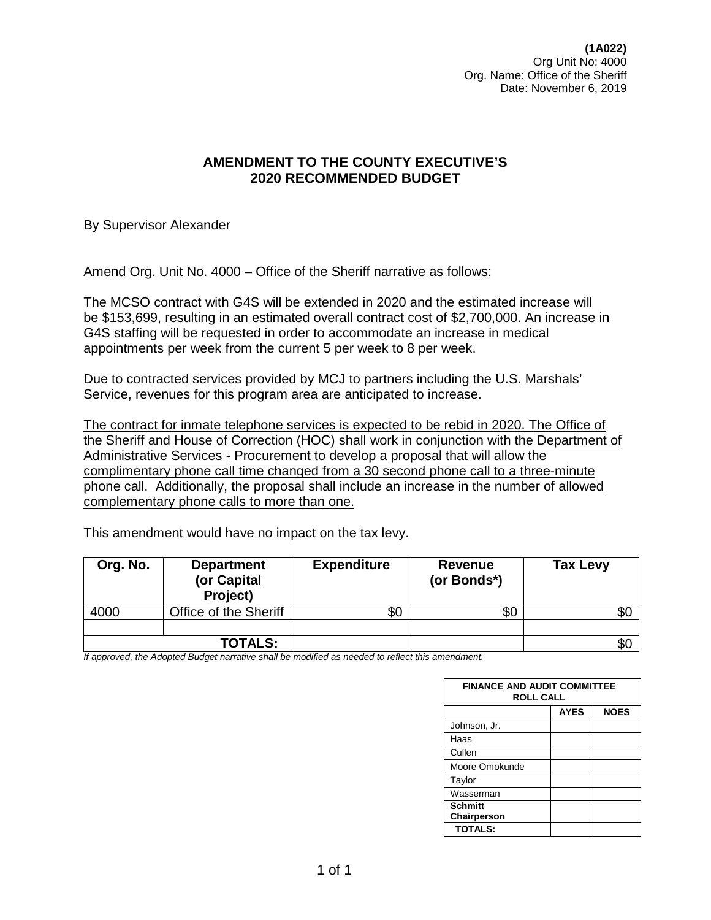**(1A022)**
Org Unit No: 4000
Org. Name: Office of the Sheriff
Date: November 6, 2019

## AMENDMENT TO THE COUNTY EXECUTIVE'S 2020 RECOMMENDED BUDGET

By Supervisor Alexander

Amend Org. Unit No. 4000 – Office of the Sheriff narrative as follows:

The MCSO contract with G4S will be extended in 2020 and the estimated increase will be $153,699, resulting in an estimated overall contract cost of $2,700,000. An increase in G4S staffing will be requested in order to accommodate an increase in medical appointments per week from the current 5 per week to 8 per week.

Due to contracted services provided by MCJ to partners including the U.S. Marshals' Service, revenues for this program area are anticipated to increase.

<u>The contract for inmate telephone services is expected to be rebid in 2020. The Office of the Sheriff and House of Correction (HOC) shall work in conjunction with the Department of Administrative Services - Procurement to develop a proposal that will allow the complimentary phone call time changed from a 30 second phone call to a three-minute phone call. Additionally, the proposal shall include an increase in the number of allowed complementary phone calls to more than one.</u>

This amendment would have no impact on the tax levy.

| Org. No. | Department (or Capital Project) | Expenditure | Revenue (or Bonds*) | Tax Levy |
|---|---|---|---|---|
| 4000 | Office of the Sheriff | $0 | $0 | $0 |
| | | | | |
| | **TOTALS:** | | | $0 |

*If approved, the Adopted Budget narrative shall be modified as needed to reflect this amendment.*

| FINANCE AND AUDIT COMMITTEE ROLL CALL | | |
|---|---|---|
| | AYES | NOES |
| Johnson, Jr. | | |
| Haas | | |
| Cullen | | |
| Moore Omokunde | | |
| Taylor | | |
| Wasserman | | |
| **Schmitt Chairperson** | | |
| **TOTALS:** | | |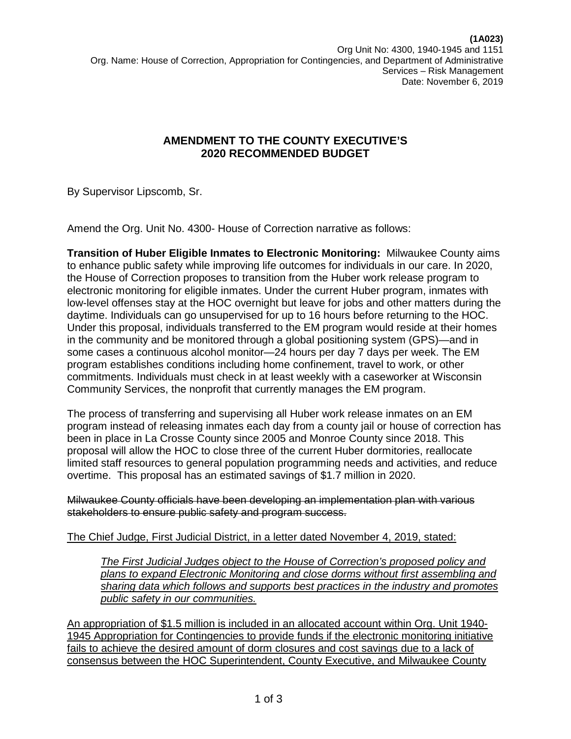**(1A023)**
Org Unit No: 4300, 1940-1945 and 1151
Org. Name: House of Correction, Appropriation for Contingencies, and Department of Administrative Services – Risk Management
Date: November 6, 2019

## AMENDMENT TO THE COUNTY EXECUTIVE'S 2020 RECOMMENDED BUDGET

By Supervisor Lipscomb, Sr.

Amend the Org. Unit No. 4300- House of Correction narrative as follows:

**Transition of Huber Eligible Inmates to Electronic Monitoring:** Milwaukee County aims to enhance public safety while improving life outcomes for individuals in our care. In 2020, the House of Correction proposes to transition from the Huber work release program to electronic monitoring for eligible inmates. Under the current Huber program, inmates with low-level offenses stay at the HOC overnight but leave for jobs and other matters during the daytime. Individuals can go unsupervised for up to 16 hours before returning to the HOC. Under this proposal, individuals transferred to the EM program would reside at their homes in the community and be monitored through a global positioning system (GPS)—and in some cases a continuous alcohol monitor—24 hours per day 7 days per week. The EM program establishes conditions including home confinement, travel to work, or other commitments. Individuals must check in at least weekly with a caseworker at Wisconsin Community Services, the nonprofit that currently manages the EM program.

The process of transferring and supervising all Huber work release inmates on an EM program instead of releasing inmates each day from a county jail or house of correction has been in place in La Crosse County since 2005 and Monroe County since 2018. This proposal will allow the HOC to close three of the current Huber dormitories, reallocate limited staff resources to general population programming needs and activities, and reduce overtime. This proposal has an estimated savings of $1.7 million in 2020.

~~Milwaukee County officials have been developing an implementation plan with various stakeholders to ensure public safety and program success.~~

<u>The Chief Judge, First Judicial District, in a letter dated November 4, 2019, stated:</u>

> <u>*The First Judicial Judges object to the House of Correction's proposed policy and plans to expand Electronic Monitoring and close dorms without first assembling and sharing data which follows and supports best practices in the industry and promotes public safety in our communities.*</u>

<u>An appropriation of $1.5 million is included in an allocated account within Org. Unit 1940-1945 Appropriation for Contingencies to provide funds if the electronic monitoring initiative fails to achieve the desired amount of dorm closures and cost savings due to a lack of consensus between the HOC Superintendent, County Executive, and Milwaukee County</u>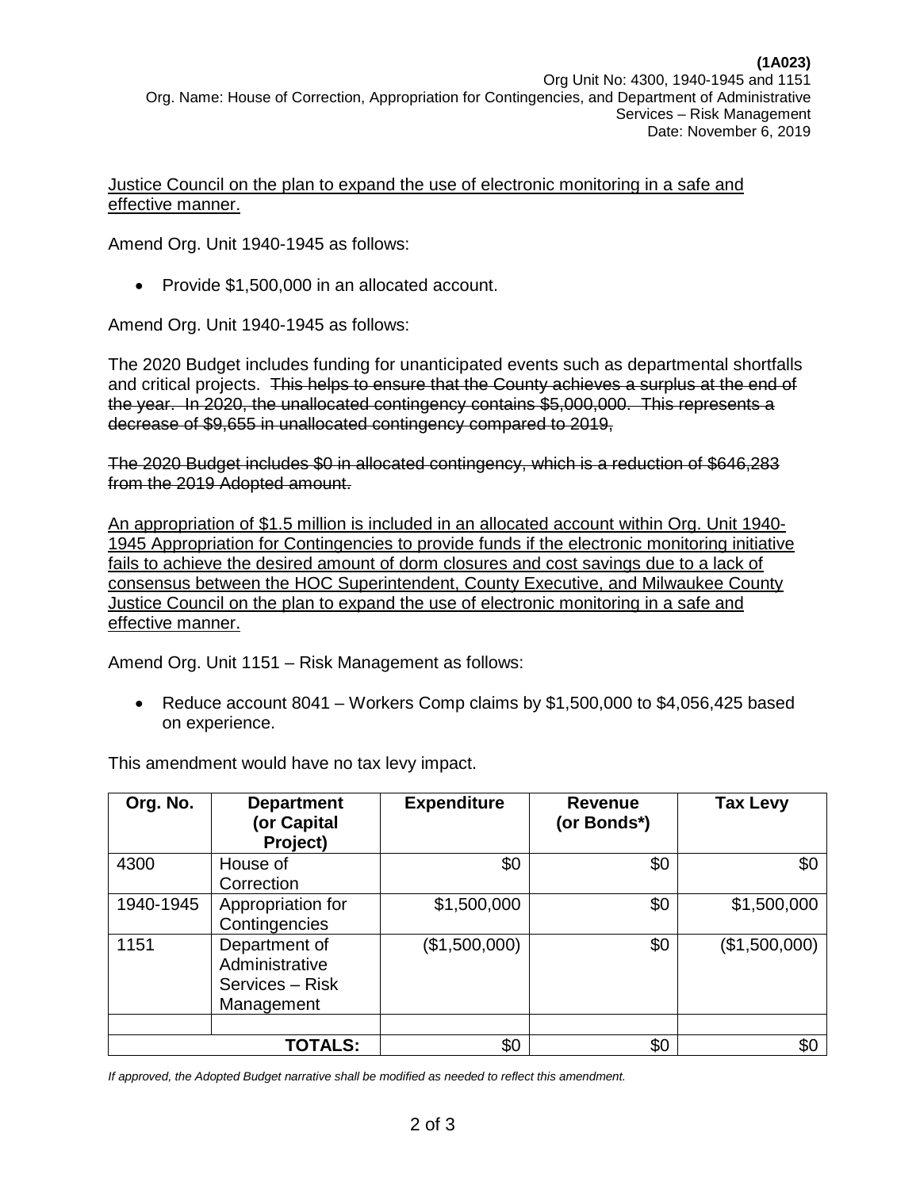Justice Council on the plan to expand the use of electronic monitoring in a safe and effective manner.

Amend Org. Unit 1940-1945 as follows:

- Provide $1,500,000 in an allocated account.

Amend Org. Unit 1940-1945 as follows:

The 2020 Budget includes funding for unanticipated events such as departmental shortfalls and critical projects. ~~This helps to ensure that the County achieves a surplus at the end of the year. In 2020, the unallocated contingency contains $5,000,000. This represents a decrease of $9,655 in unallocated contingency compared to 2019,~~

~~The 2020 Budget includes $0 in allocated contingency, which is a reduction of $646,283 from the 2019 Adopted amount.~~

An appropriation of $1.5 million is included in an allocated account within Org. Unit 1940-1945 Appropriation for Contingencies to provide funds if the electronic monitoring initiative fails to achieve the desired amount of dorm closures and cost savings due to a lack of consensus between the HOC Superintendent, County Executive, and Milwaukee County Justice Council on the plan to expand the use of electronic monitoring in a safe and effective manner.

Amend Org. Unit 1151 – Risk Management as follows:

- Reduce account 8041 – Workers Comp claims by $1,500,000 to $4,056,425 based on experience.

This amendment would have no tax levy impact.

| Org. No. | Department (or Capital Project) | Expenditure | Revenue (or Bonds*) | Tax Levy |
|---|---|---|---|---|
| 4300 | House of Correction | $0 | $0 | $0 |
| 1940-1945 | Appropriation for Contingencies | $1,500,000 | $0 | $1,500,000 |
| 1151 | Department of Administrative Services – Risk Management | ($1,500,000) | $0 | ($1,500,000) |
| | | | | |
| | **TOTALS:** | $0 | $0 | $0 |

*If approved, the Adopted Budget narrative shall be modified as needed to reflect this amendment.*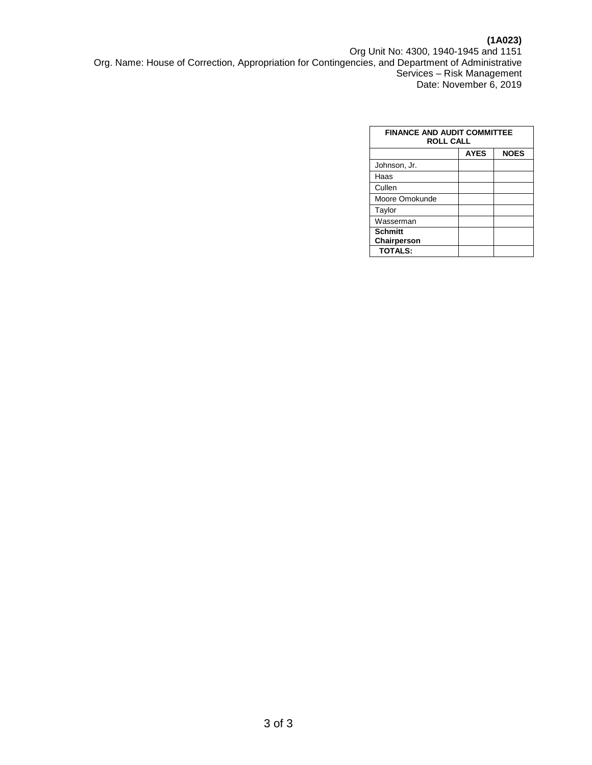**(1A023)**
Org Unit No: 4300, 1940-1945 and 1151
Org. Name: House of Correction, Appropriation for Contingencies, and Department of Administrative Services – Risk Management
Date: November 6, 2019

| FINANCE AND AUDIT COMMITTEE ROLL CALL | | |
|---|---|---|
| | **AYES** | **NOES** |
| Johnson, Jr. | | |
| Haas | | |
| Cullen | | |
| Moore Omokunde | | |
| Taylor | | |
| Wasserman | | |
| **Schmitt Chairperson** | | |
| **TOTALS:** | | |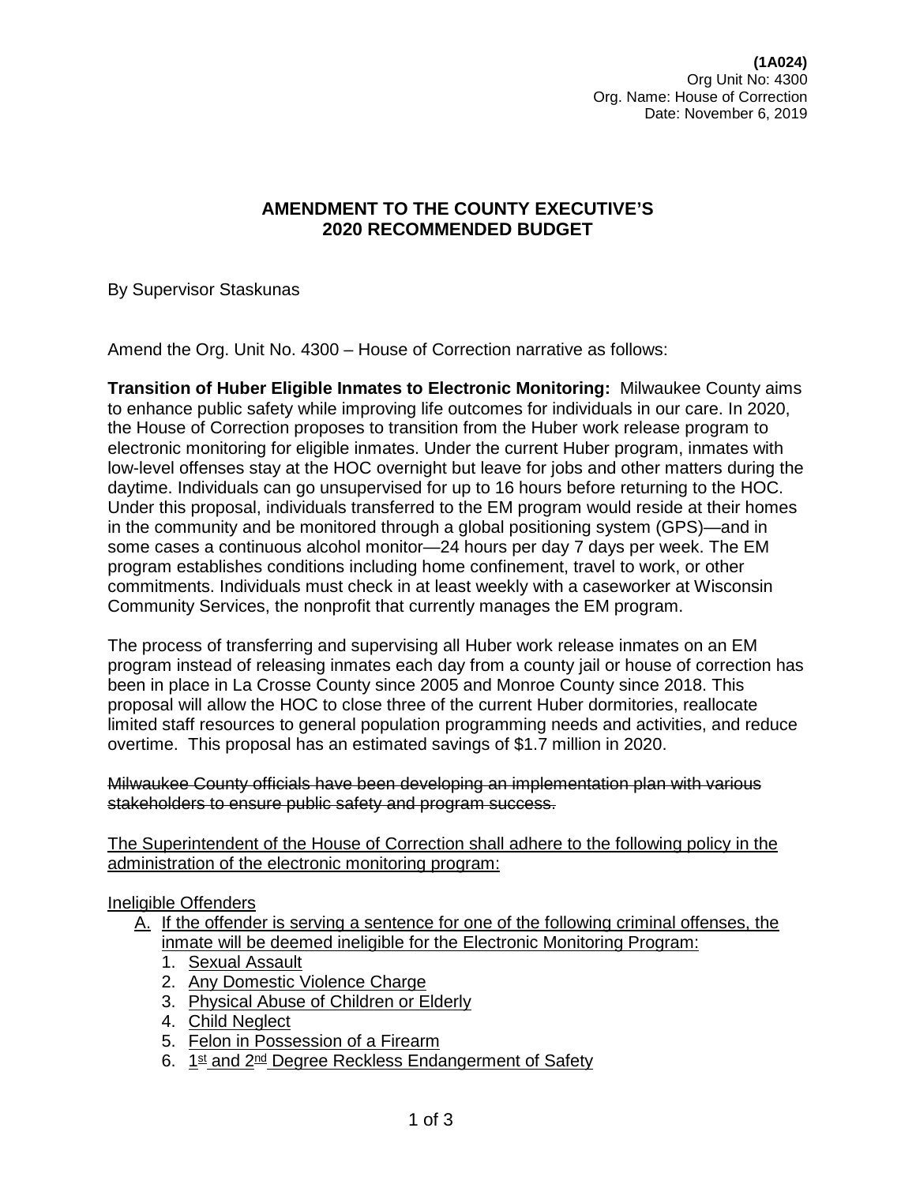**(1A024)**
Org Unit No: 4300
Org. Name: House of Correction
Date: November 6, 2019

## AMENDMENT TO THE COUNTY EXECUTIVE'S 2020 RECOMMENDED BUDGET

By Supervisor Staskunas

Amend the Org. Unit No. 4300 – House of Correction narrative as follows:

**Transition of Huber Eligible Inmates to Electronic Monitoring:** Milwaukee County aims to enhance public safety while improving life outcomes for individuals in our care. In 2020, the House of Correction proposes to transition from the Huber work release program to electronic monitoring for eligible inmates. Under the current Huber program, inmates with low-level offenses stay at the HOC overnight but leave for jobs and other matters during the daytime. Individuals can go unsupervised for up to 16 hours before returning to the HOC. Under this proposal, individuals transferred to the EM program would reside at their homes in the community and be monitored through a global positioning system (GPS)—and in some cases a continuous alcohol monitor—24 hours per day 7 days per week. The EM program establishes conditions including home confinement, travel to work, or other commitments. Individuals must check in at least weekly with a caseworker at Wisconsin Community Services, the nonprofit that currently manages the EM program.

The process of transferring and supervising all Huber work release inmates on an EM program instead of releasing inmates each day from a county jail or house of correction has been in place in La Crosse County since 2005 and Monroe County since 2018. This proposal will allow the HOC to close three of the current Huber dormitories, reallocate limited staff resources to general population programming needs and activities, and reduce overtime. This proposal has an estimated savings of $1.7 million in 2020.

~~Milwaukee County officials have been developing an implementation plan with various stakeholders to ensure public safety and program success.~~

<u>The Superintendent of the House of Correction shall adhere to the following policy in the administration of the electronic monitoring program:</u>

<u>Ineligible Offenders</u>

A. <u>If the offender is serving a sentence for one of the following criminal offenses, the inmate will be deemed ineligible for the Electronic Monitoring Program:</u>
   1. <u>Sexual Assault</u>
   2. <u>Any Domestic Violence Charge</u>
   3. <u>Physical Abuse of Children or Elderly</u>
   4. <u>Child Neglect</u>
   5. <u>Felon in Possession of a Firearm</u>
   6. <u>1st and 2nd Degree Reckless Endangerment of Safety</u>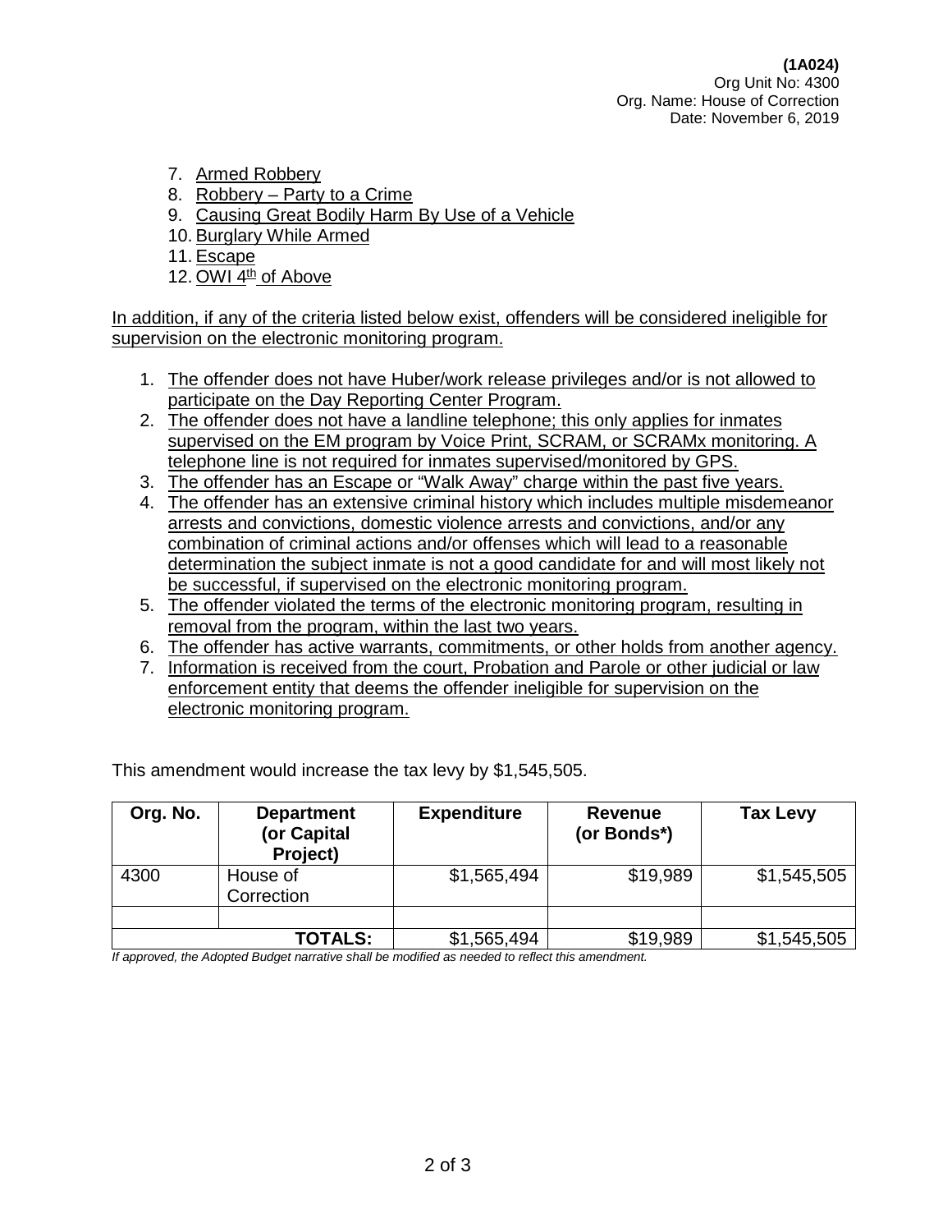**(1A024)**
Org Unit No: 4300
Org. Name: House of Correction
Date: November 6, 2019

7. Armed Robbery
8. Robbery – Party to a Crime
9. Causing Great Bodily Harm By Use of a Vehicle
10. Burglary While Armed
11. Escape
12. OWI 4th of Above

In addition, if any of the criteria listed below exist, offenders will be considered ineligible for supervision on the electronic monitoring program.

1. The offender does not have Huber/work release privileges and/or is not allowed to participate on the Day Reporting Center Program.
2. The offender does not have a landline telephone; this only applies for inmates supervised on the EM program by Voice Print, SCRAM, or SCRAMx monitoring. A telephone line is not required for inmates supervised/monitored by GPS.
3. The offender has an Escape or "Walk Away" charge within the past five years.
4. The offender has an extensive criminal history which includes multiple misdemeanor arrests and convictions, domestic violence arrests and convictions, and/or any combination of criminal actions and/or offenses which will lead to a reasonable determination the subject inmate is not a good candidate for and will most likely not be successful, if supervised on the electronic monitoring program.
5. The offender violated the terms of the electronic monitoring program, resulting in removal from the program, within the last two years.
6. The offender has active warrants, commitments, or other holds from another agency.
7. Information is received from the court, Probation and Parole or other judicial or law enforcement entity that deems the offender ineligible for supervision on the electronic monitoring program.

This amendment would increase the tax levy by $1,545,505.

| Org. No. | Department (or Capital Project) | Expenditure | Revenue (or Bonds*) | Tax Levy |
|---|---|---|---|---|
| 4300 | House of Correction | $1,565,494 | $19,989 | $1,545,505 |
| | | | | |
| | **TOTALS:** | $1,565,494 | $19,989 | $1,545,505 |

*If approved, the Adopted Budget narrative shall be modified as needed to reflect this amendment.*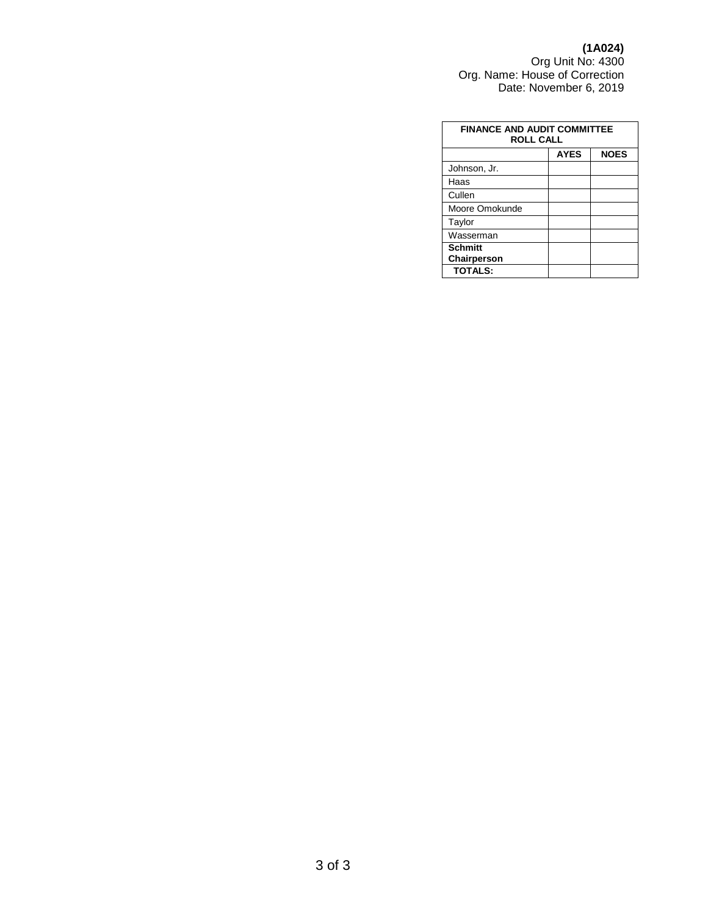**(1A024)**
Org Unit No: 4300
Org. Name: House of Correction
Date: November 6, 2019

| FINANCE AND AUDIT COMMITTEE ROLL CALL | | |
|---|---|---|
| | **AYES** | **NOES** |
| Johnson, Jr. | | |
| Haas | | |
| Cullen | | |
| Moore Omokunde | | |
| Taylor | | |
| Wasserman | | |
| **Schmitt Chairperson** | | |
| **TOTALS:** | | |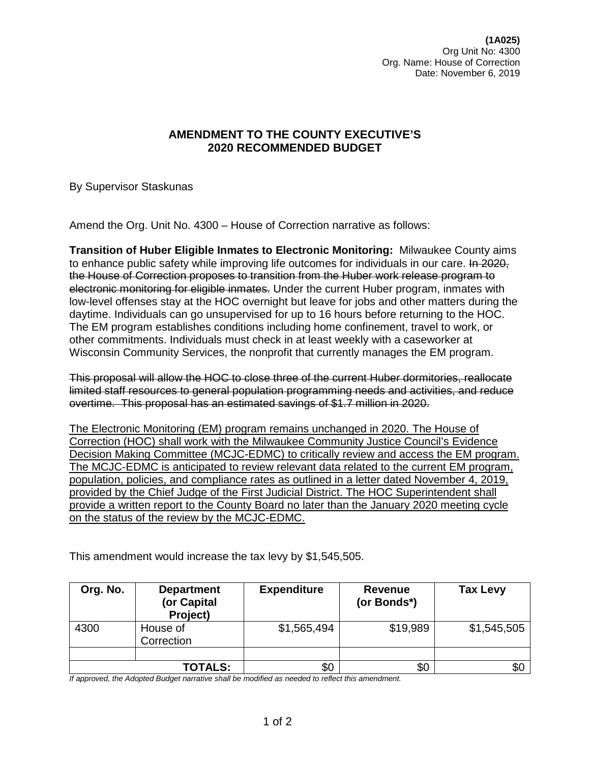**(1A025)**
Org Unit No: 4300
Org. Name: House of Correction
Date: November 6, 2019

## AMENDMENT TO THE COUNTY EXECUTIVE'S 2020 RECOMMENDED BUDGET

By Supervisor Staskunas

Amend the Org. Unit No. 4300 – House of Correction narrative as follows:

**Transition of Huber Eligible Inmates to Electronic Monitoring:** Milwaukee County aims to enhance public safety while improving life outcomes for individuals in our care. ~~In 2020, the House of Correction proposes to transition from the Huber work release program to electronic monitoring for eligible inmates.~~ Under the current Huber program, inmates with low-level offenses stay at the HOC overnight but leave for jobs and other matters during the daytime. Individuals can go unsupervised for up to 16 hours before returning to the HOC. The EM program establishes conditions including home confinement, travel to work, or other commitments. Individuals must check in at least weekly with a caseworker at Wisconsin Community Services, the nonprofit that currently manages the EM program.

~~This proposal will allow the HOC to close three of the current Huber dormitories, reallocate limited staff resources to general population programming needs and activities, and reduce overtime. This proposal has an estimated savings of $1.7 million in 2020.~~

<u>The Electronic Monitoring (EM) program remains unchanged in 2020. The House of Correction (HOC) shall work with the Milwaukee Community Justice Council's Evidence Decision Making Committee (MCJC-EDMC) to critically review and access the EM program. The MCJC-EDMC is anticipated to review relevant data related to the current EM program, population, policies, and compliance rates as outlined in a letter dated November 4, 2019, provided by the Chief Judge of the First Judicial District. The HOC Superintendent shall provide a written report to the County Board no later than the January 2020 meeting cycle on the status of the review by the MCJC-EDMC.</u>

This amendment would increase the tax levy by $1,545,505.

| Org. No. | Department (or Capital Project) | Expenditure | Revenue (or Bonds*) | Tax Levy |
|---|---|---|---|---|
| 4300 | House of Correction | $1,565,494 | $19,989 | $1,545,505 |
| | | | | |
| | **TOTALS:** | $0 | $0 | $0 |

*If approved, the Adopted Budget narrative shall be modified as needed to reflect this amendment.*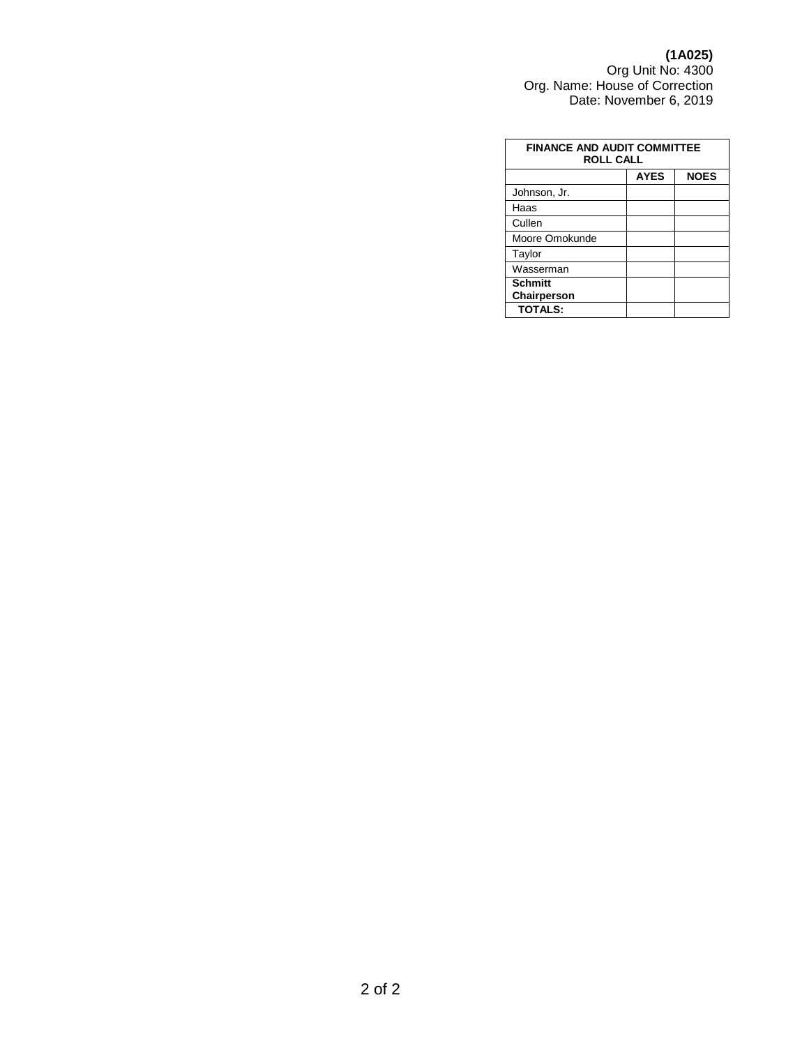**(1A025)**
Org Unit No: 4300
Org. Name: House of Correction
Date: November 6, 2019

| FINANCE AND AUDIT COMMITTEE ROLL CALL | | |
|---|---|---|
| | **AYES** | **NOES** |
| Johnson, Jr. | | |
| Haas | | |
| Cullen | | |
| Moore Omokunde | | |
| Taylor | | |
| Wasserman | | |
| **Schmitt Chairperson** | | |
| **TOTALS:** | | |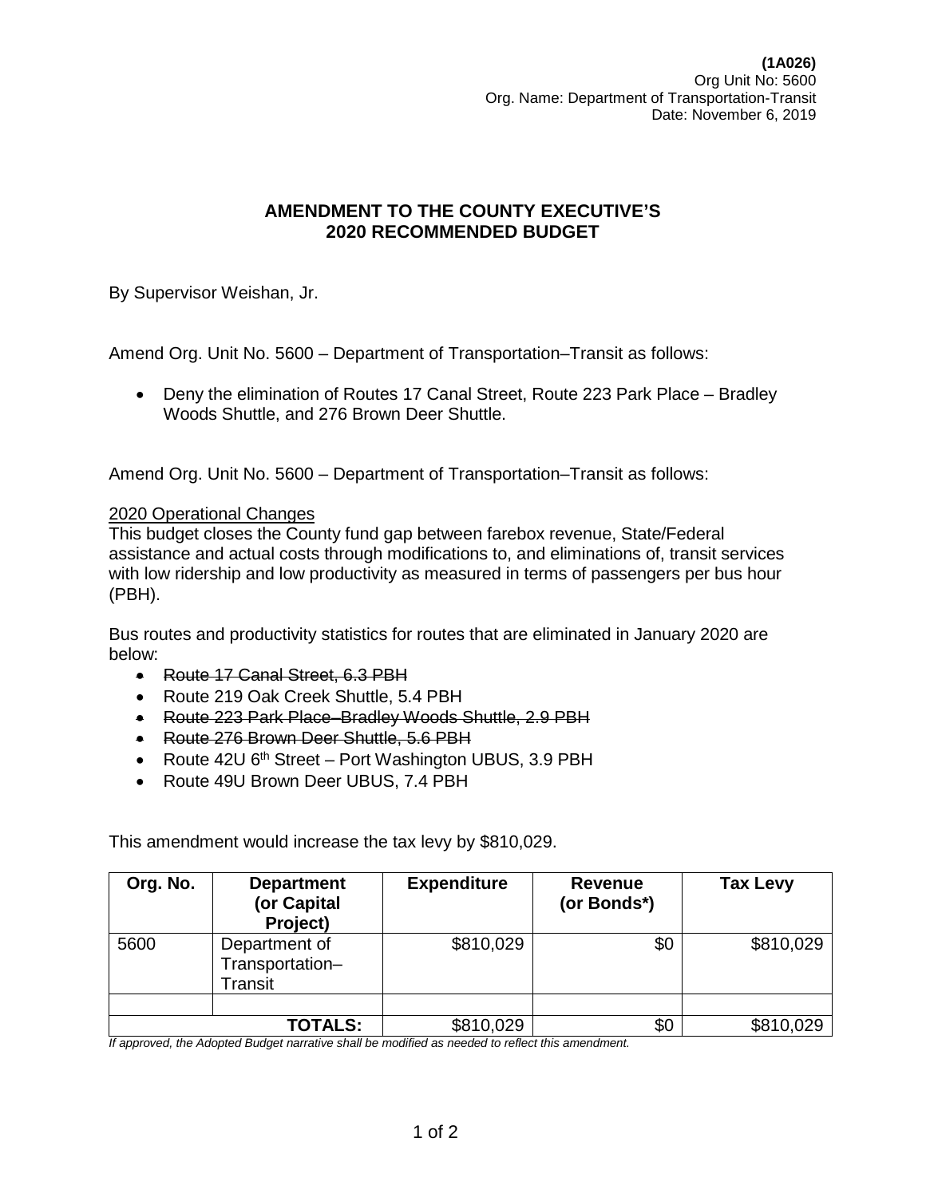**(1A026)**
Org Unit No: 5600
Org. Name: Department of Transportation-Transit
Date: November 6, 2019

## AMENDMENT TO THE COUNTY EXECUTIVE'S 2020 RECOMMENDED BUDGET

By Supervisor Weishan, Jr.

Amend Org. Unit No. 5600 – Department of Transportation–Transit as follows:

- Deny the elimination of Routes 17 Canal Street, Route 223 Park Place – Bradley Woods Shuttle, and 276 Brown Deer Shuttle.

Amend Org. Unit No. 5600 – Department of Transportation–Transit as follows:

<u>2020 Operational Changes</u>
This budget closes the County fund gap between farebox revenue, State/Federal assistance and actual costs through modifications to, and eliminations of, transit services with low ridership and low productivity as measured in terms of passengers per bus hour (PBH).

Bus routes and productivity statistics for routes that are eliminated in January 2020 are below:

- ~~Route 17 Canal Street, 6.3 PBH~~
- Route 219 Oak Creek Shuttle, 5.4 PBH
- ~~Route 223 Park Place–Bradley Woods Shuttle, 2.9 PBH~~
- ~~Route 276 Brown Deer Shuttle, 5.6 PBH~~
- Route 42U 6th Street – Port Washington UBUS, 3.9 PBH
- Route 49U Brown Deer UBUS, 7.4 PBH

This amendment would increase the tax levy by $810,029.

| Org. No. | Department (or Capital Project) | Expenditure | Revenue (or Bonds*) | Tax Levy |
|---|---|---|---|---|
| 5600 | Department of Transportation–Transit | $810,029 | $0 | $810,029 |
| | | | | |
| | **TOTALS:** | $810,029 | $0 | $810,029 |

*If approved, the Adopted Budget narrative shall be modified as needed to reflect this amendment.*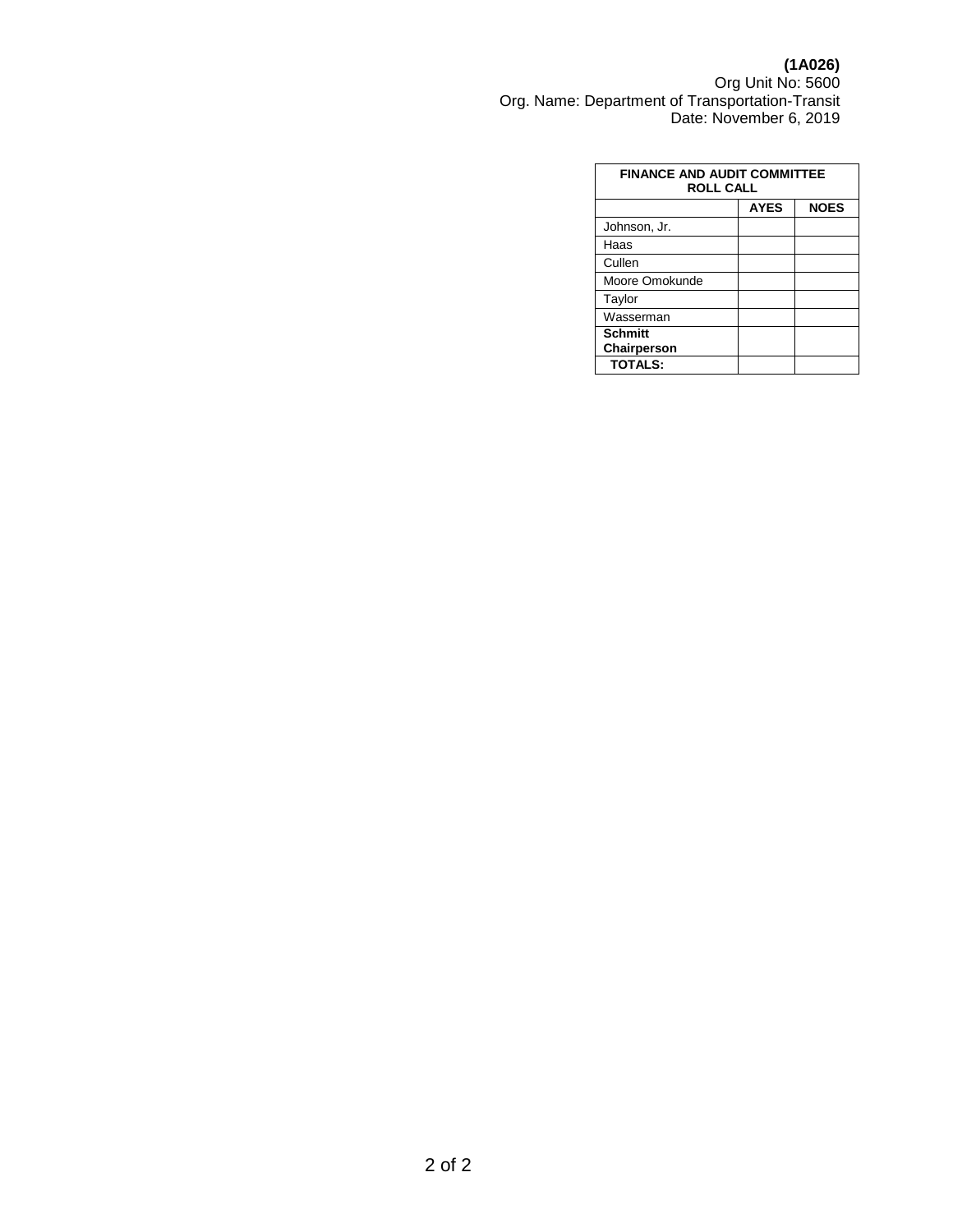**(1A026)**
Org Unit No: 5600
Org. Name: Department of Transportation-Transit
Date: November 6, 2019

| FINANCE AND AUDIT COMMITTEE ROLL CALL | | |
|---|---|---|
| | **AYES** | **NOES** |
| Johnson, Jr. | | |
| Haas | | |
| Cullen | | |
| Moore Omokunde | | |
| Taylor | | |
| Wasserman | | |
| **Schmitt Chairperson** | | |
| **TOTALS:** | | |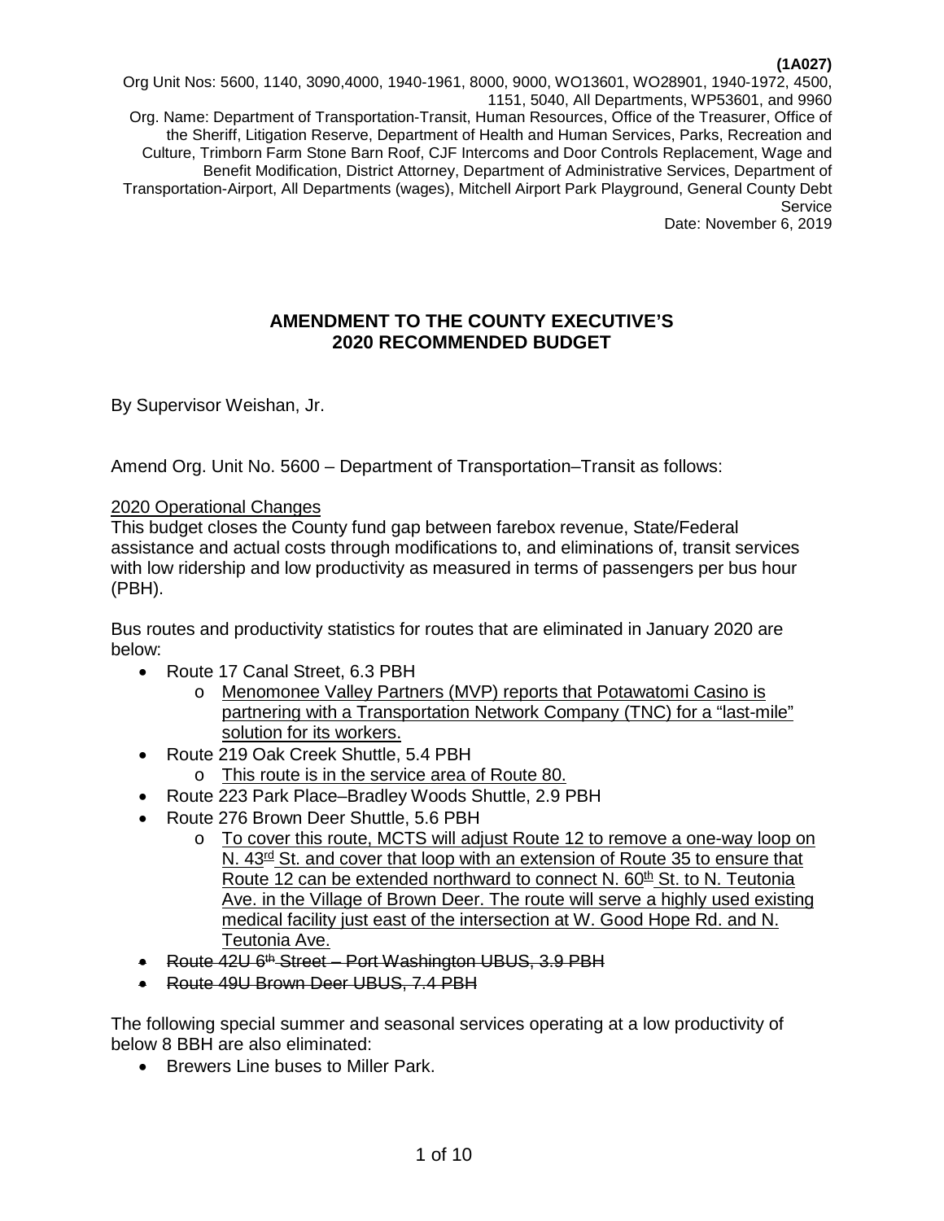**(1A027)**

Org Unit Nos: 5600, 1140, 3090,4000, 1940-1961, 8000, 9000, WO13601, WO28901, 1940-1972, 4500, 1151, 5040, All Departments, WP53601, and 9960

Org. Name: Department of Transportation-Transit, Human Resources, Office of the Treasurer, Office of the Sheriff, Litigation Reserve, Department of Health and Human Services, Parks, Recreation and Culture, Trimborn Farm Stone Barn Roof, CJF Intercoms and Door Controls Replacement, Wage and Benefit Modification, District Attorney, Department of Administrative Services, Department of Transportation-Airport, All Departments (wages), Mitchell Airport Park Playground, General County Debt Service

Date: November 6, 2019

## AMENDMENT TO THE COUNTY EXECUTIVE'S 2020 RECOMMENDED BUDGET

By Supervisor Weishan, Jr.

Amend Org. Unit No. 5600 – Department of Transportation–Transit as follows:

<u>2020 Operational Changes</u>

This budget closes the County fund gap between farebox revenue, State/Federal assistance and actual costs through modifications to, and eliminations of, transit services with low ridership and low productivity as measured in terms of passengers per bus hour (PBH).

Bus routes and productivity statistics for routes that are eliminated in January 2020 are below:

- Route 17 Canal Street, 6.3 PBH
  - <u>Menomonee Valley Partners (MVP) reports that Potawatomi Casino is partnering with a Transportation Network Company (TNC) for a "last-mile" solution for its workers.</u>
- Route 219 Oak Creek Shuttle, 5.4 PBH
  - <u>This route is in the service area of Route 80.</u>
- Route 223 Park Place–Bradley Woods Shuttle, 2.9 PBH
- Route 276 Brown Deer Shuttle, 5.6 PBH
  - <u>To cover this route, MCTS will adjust Route 12 to remove a one-way loop on N. 43rd St. and cover that loop with an extension of Route 35 to ensure that Route 12 can be extended northward to connect N. 60th St. to N. Teutonia Ave. in the Village of Brown Deer. The route will serve a highly used existing medical facility just east of the intersection at W. Good Hope Rd. and N. Teutonia Ave.</u>
- ~~Route 42U 6th Street – Port Washington UBUS, 3.9 PBH~~
- ~~Route 49U Brown Deer UBUS, 7.4 PBH~~

The following special summer and seasonal services operating at a low productivity of below 8 BBH are also eliminated:

- Brewers Line buses to Miller Park.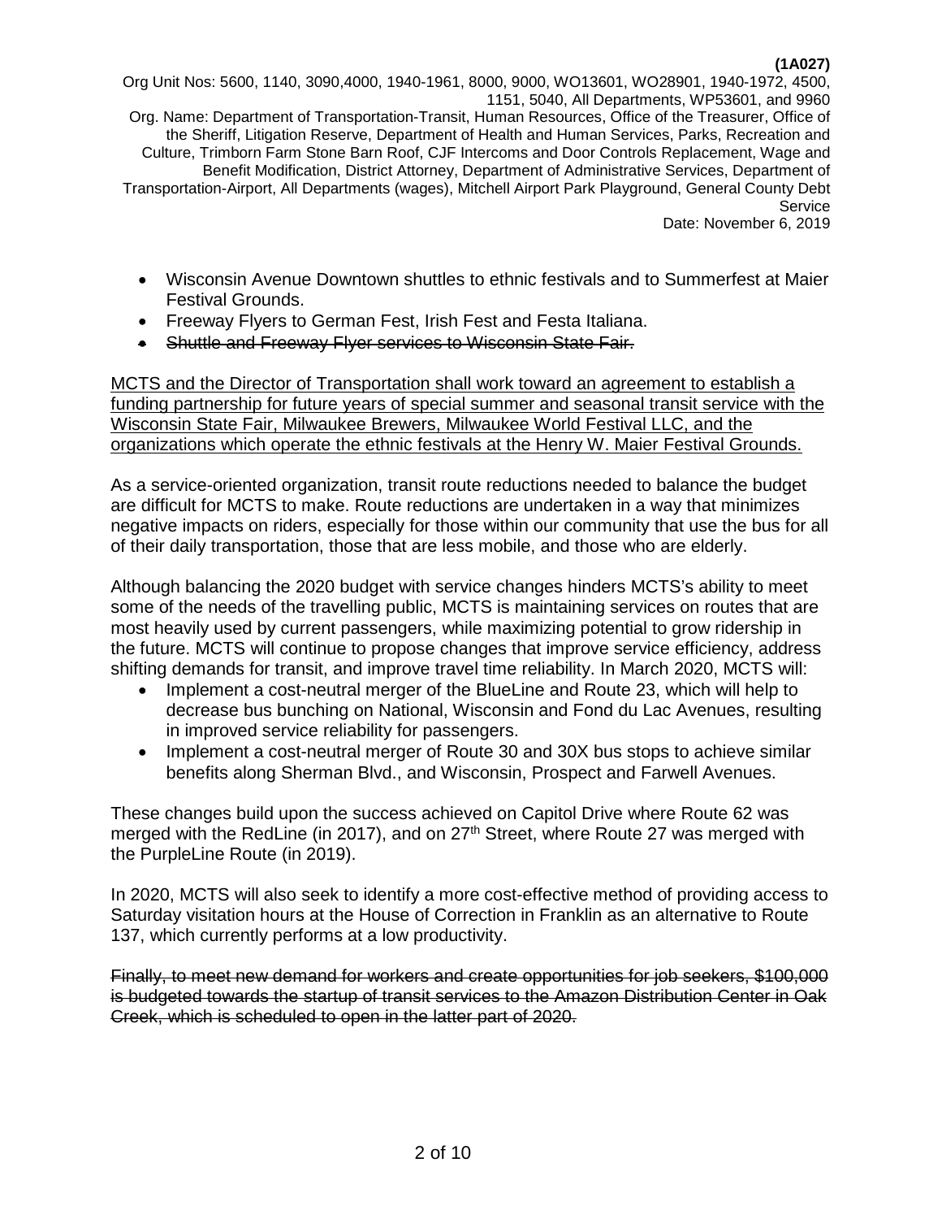- Wisconsin Avenue Downtown shuttles to ethnic festivals and to Summerfest at Maier Festival Grounds.
- Freeway Flyers to German Fest, Irish Fest and Festa Italiana.
- ~~Shuttle and Freeway Flyer services to Wisconsin State Fair.~~

<u>MCTS and the Director of Transportation shall work toward an agreement to establish a funding partnership for future years of special summer and seasonal transit service with the Wisconsin State Fair, Milwaukee Brewers, Milwaukee World Festival LLC, and the organizations which operate the ethnic festivals at the Henry W. Maier Festival Grounds.</u>

As a service-oriented organization, transit route reductions needed to balance the budget are difficult for MCTS to make. Route reductions are undertaken in a way that minimizes negative impacts on riders, especially for those within our community that use the bus for all of their daily transportation, those that are less mobile, and those who are elderly.

Although balancing the 2020 budget with service changes hinders MCTS's ability to meet some of the needs of the travelling public, MCTS is maintaining services on routes that are most heavily used by current passengers, while maximizing potential to grow ridership in the future. MCTS will continue to propose changes that improve service efficiency, address shifting demands for transit, and improve travel time reliability. In March 2020, MCTS will:

- Implement a cost-neutral merger of the BlueLine and Route 23, which will help to decrease bus bunching on National, Wisconsin and Fond du Lac Avenues, resulting in improved service reliability for passengers.
- Implement a cost-neutral merger of Route 30 and 30X bus stops to achieve similar benefits along Sherman Blvd., and Wisconsin, Prospect and Farwell Avenues.

These changes build upon the success achieved on Capitol Drive where Route 62 was merged with the RedLine (in 2017), and on 27th Street, where Route 27 was merged with the PurpleLine Route (in 2019).

In 2020, MCTS will also seek to identify a more cost-effective method of providing access to Saturday visitation hours at the House of Correction in Franklin as an alternative to Route 137, which currently performs at a low productivity.

~~Finally, to meet new demand for workers and create opportunities for job seekers, $100,000 is budgeted towards the startup of transit services to the Amazon Distribution Center in Oak Creek, which is scheduled to open in the latter part of 2020.~~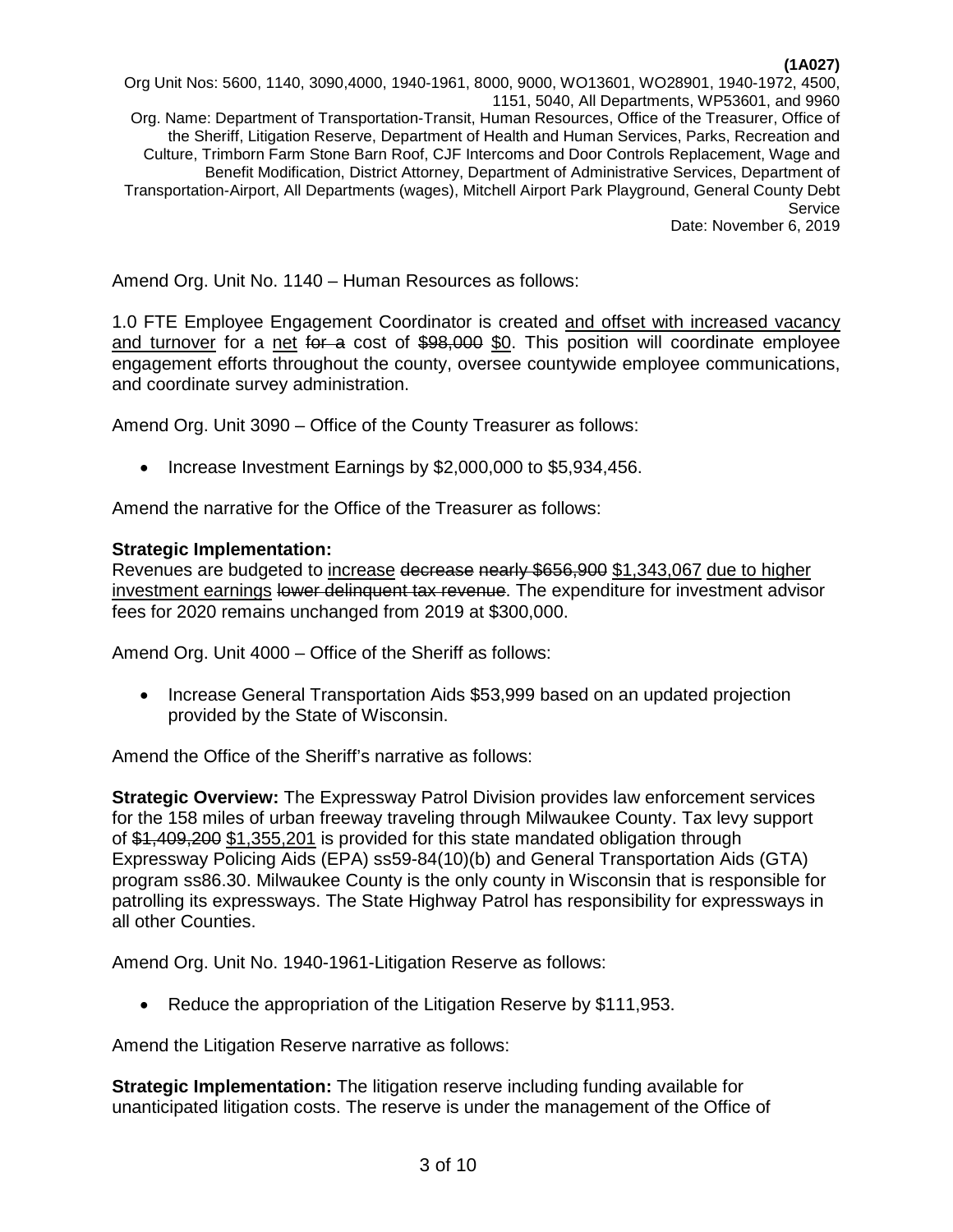Amend Org. Unit No. 1140 – Human Resources as follows:

1.0 FTE Employee Engagement Coordinator is created <u>and offset with increased vacancy and turnover</u> for a <u>net</u> ~~for a~~ cost of ~~$98,000~~ <u>$0</u>. This position will coordinate employee engagement efforts throughout the county, oversee countywide employee communications, and coordinate survey administration.

Amend Org. Unit 3090 – Office of the County Treasurer as follows:

- Increase Investment Earnings by $2,000,000 to $5,934,456.

Amend the narrative for the Office of the Treasurer as follows:

**Strategic Implementation:**
Revenues are budgeted to <u>increase</u> ~~decrease~~ ~~nearly $656,900~~ <u>$1,343,067</u> <u>due to higher investment earnings</u> ~~lower delinquent tax revenue~~. The expenditure for investment advisor fees for 2020 remains unchanged from 2019 at $300,000.

Amend Org. Unit 4000 – Office of the Sheriff as follows:

- Increase General Transportation Aids $53,999 based on an updated projection provided by the State of Wisconsin.

Amend the Office of the Sheriff's narrative as follows:

**Strategic Overview:** The Expressway Patrol Division provides law enforcement services for the 158 miles of urban freeway traveling through Milwaukee County. Tax levy support of ~~$1,409,200~~ <u>$1,355,201</u> is provided for this state mandated obligation through Expressway Policing Aids (EPA) ss59-84(10)(b) and General Transportation Aids (GTA) program ss86.30. Milwaukee County is the only county in Wisconsin that is responsible for patrolling its expressways. The State Highway Patrol has responsibility for expressways in all other Counties.

Amend Org. Unit No. 1940-1961-Litigation Reserve as follows:

- Reduce the appropriation of the Litigation Reserve by $111,953.

Amend the Litigation Reserve narrative as follows:

**Strategic Implementation:** The litigation reserve including funding available for unanticipated litigation costs. The reserve is under the management of the Office of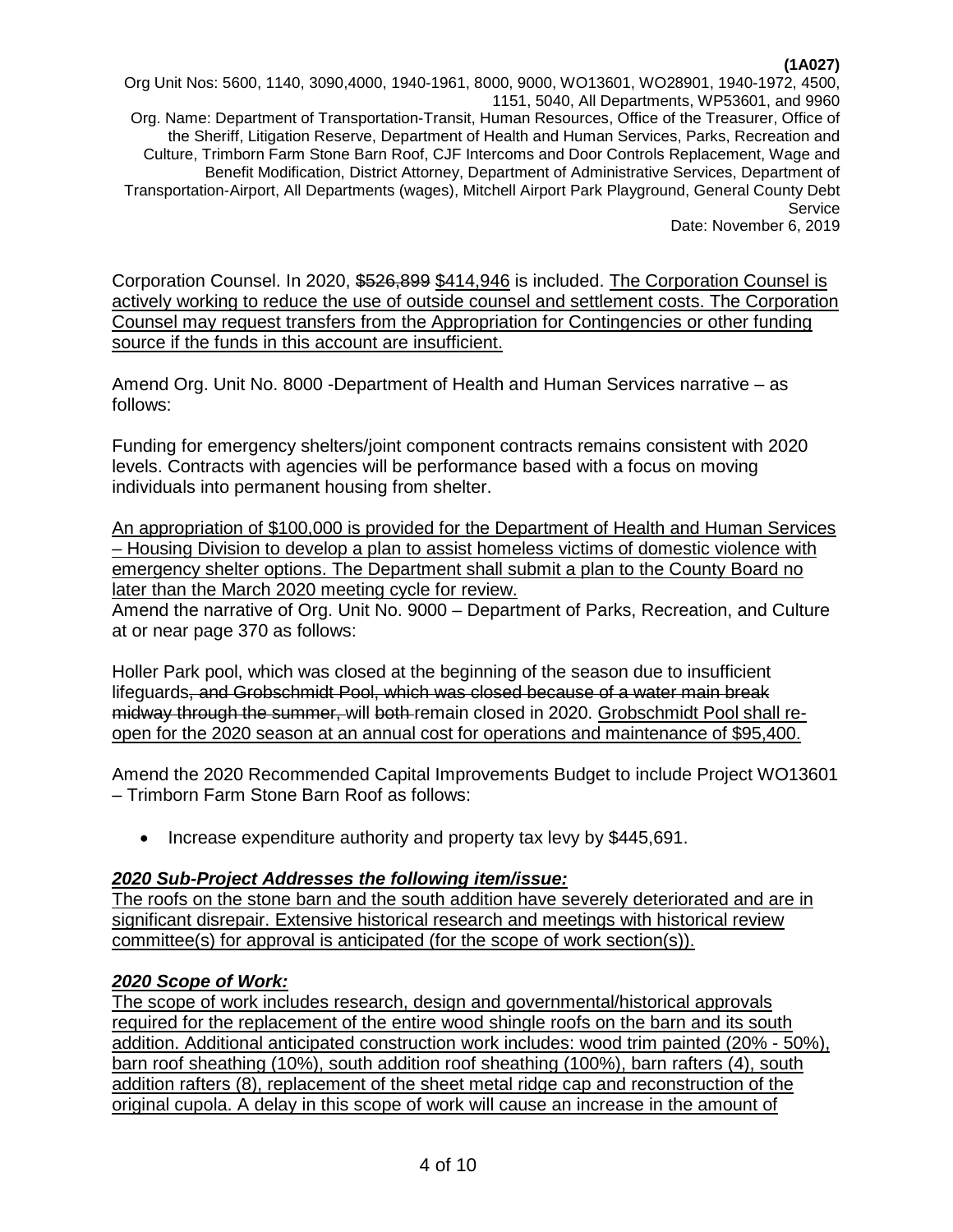Corporation Counsel. In 2020, ~~$526,899~~ <u>$414,946</u> is included. <u>The Corporation Counsel is actively working to reduce the use of outside counsel and settlement costs. The Corporation Counsel may request transfers from the Appropriation for Contingencies or other funding source if the funds in this account are insufficient.</u>

Amend Org. Unit No. 8000 -Department of Health and Human Services narrative – as follows:

Funding for emergency shelters/joint component contracts remains consistent with 2020 levels. Contracts with agencies will be performance based with a focus on moving individuals into permanent housing from shelter.

<u>An appropriation of $100,000 is provided for the Department of Health and Human Services – Housing Division to develop a plan to assist homeless victims of domestic violence with emergency shelter options. The Department shall submit a plan to the County Board no later than the March 2020 meeting cycle for review.</u>

Amend the narrative of Org. Unit No. 9000 – Department of Parks, Recreation, and Culture at or near page 370 as follows:

Holler Park pool, which was closed at the beginning of the season due to insufficient lifeguards~~, and Grobschmidt Pool, which was closed because of a water main break midway through the summer,~~ will ~~both~~ remain closed in 2020. <u>Grobschmidt Pool shall re-open for the 2020 season at an annual cost for operations and maintenance of $95,400.</u>

Amend the 2020 Recommended Capital Improvements Budget to include Project WO13601 – Trimborn Farm Stone Barn Roof as follows:

- Increase expenditure authority and property tax levy by $445,691.

***<u>2020 Sub-Project Addresses the following item/issue:</u>***

<u>The roofs on the stone barn and the south addition have severely deteriorated and are in significant disrepair. Extensive historical research and meetings with historical review committee(s) for approval is anticipated (for the scope of work section(s)).</u>

***<u>2020 Scope of Work:</u>***

<u>The scope of work includes research, design and governmental/historical approvals required for the replacement of the entire wood shingle roofs on the barn and its south addition. Additional anticipated construction work includes: wood trim painted (20% - 50%), barn roof sheathing (10%), south addition roof sheathing (100%), barn rafters (4), south addition rafters (8), replacement of the sheet metal ridge cap and reconstruction of the original cupola. A delay in this scope of work will cause an increase in the amount of</u>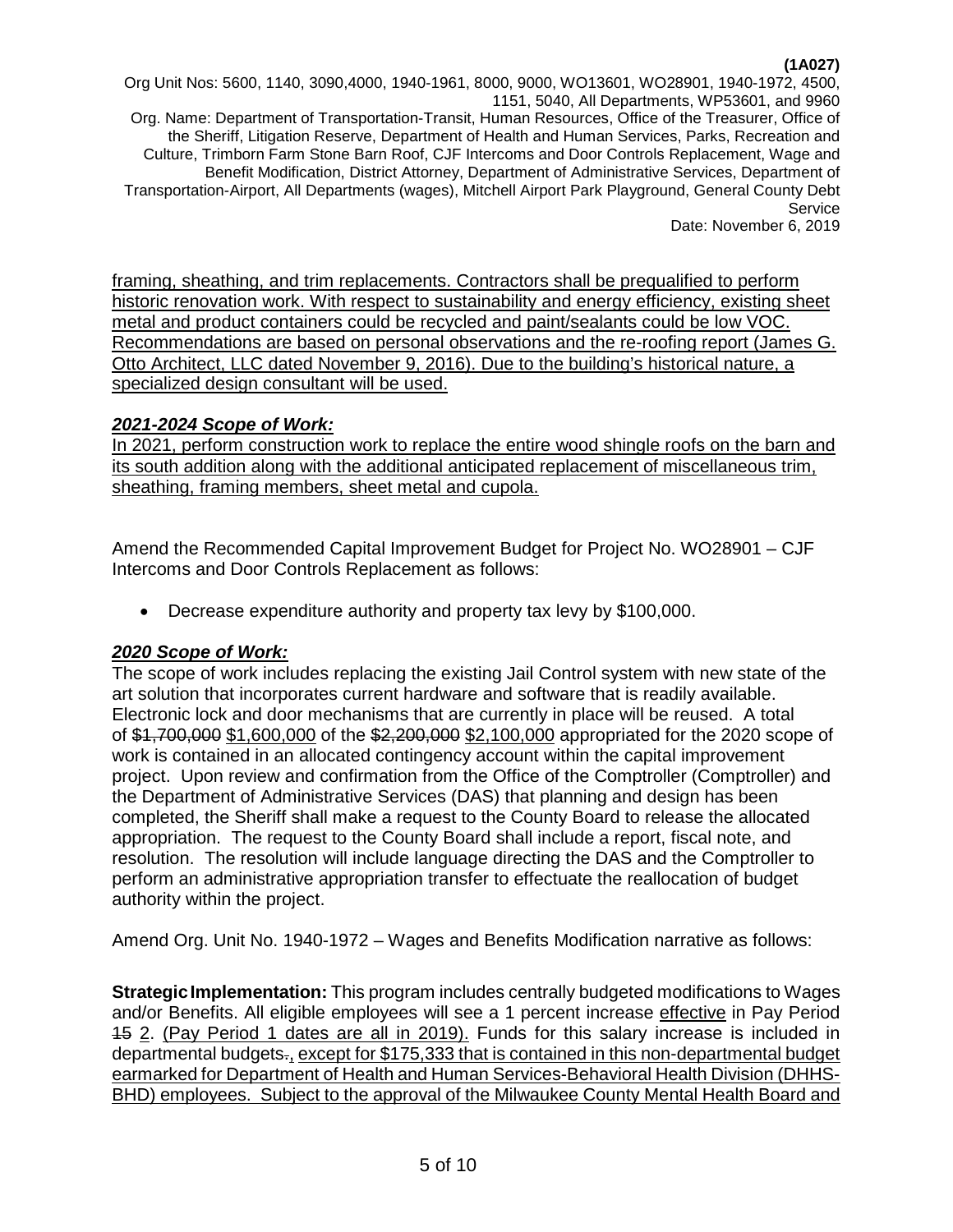<u>framing, sheathing, and trim replacements. Contractors shall be prequalified to perform historic renovation work. With respect to sustainability and energy efficiency, existing sheet metal and product containers could be recycled and paint/sealants could be low VOC. Recommendations are based on personal observations and the re-roofing report (James G. Otto Architect, LLC dated November 9, 2016). Due to the building's historical nature, a specialized design consultant will be used.</u>

***<u>2021-2024 Scope of Work:</u>***

<u>In 2021, perform construction work to replace the entire wood shingle roofs on the barn and its south addition along with the additional anticipated replacement of miscellaneous trim, sheathing, framing members, sheet metal and cupola.</u>

Amend the Recommended Capital Improvement Budget for Project No. WO28901 – CJF Intercoms and Door Controls Replacement as follows:

- Decrease expenditure authority and property tax levy by $100,000.

***<u>2020 Scope of Work:</u>***

The scope of work includes replacing the existing Jail Control system with new state of the art solution that incorporates current hardware and software that is readily available. Electronic lock and door mechanisms that are currently in place will be reused. A total of ~~$1,700,000~~ <u>$1,600,000</u> of the ~~$2,200,000~~ <u>$2,100,000</u> appropriated for the 2020 scope of work is contained in an allocated contingency account within the capital improvement project. Upon review and confirmation from the Office of the Comptroller (Comptroller) and the Department of Administrative Services (DAS) that planning and design has been completed, the Sheriff shall make a request to the County Board to release the allocated appropriation. The request to the County Board shall include a report, fiscal note, and resolution. The resolution will include language directing the DAS and the Comptroller to perform an administrative appropriation transfer to effectuate the reallocation of budget authority within the project.

Amend Org. Unit No. 1940-1972 – Wages and Benefits Modification narrative as follows:

**Strategic Implementation:** This program includes centrally budgeted modifications to Wages and/or Benefits. All eligible employees will see a 1 percent increase <u>effective</u> in Pay Period ~~15~~ <u>2</u>. <u>(Pay Period 1 dates are all in 2019).</u> Funds for this salary increase is included in departmental budgets~~.~~<u>, except for $175,333 that is contained in this non-departmental budget earmarked for Department of Health and Human Services-Behavioral Health Division (DHHS-BHD) employees. Subject to the approval of the Milwaukee County Mental Health Board and</u>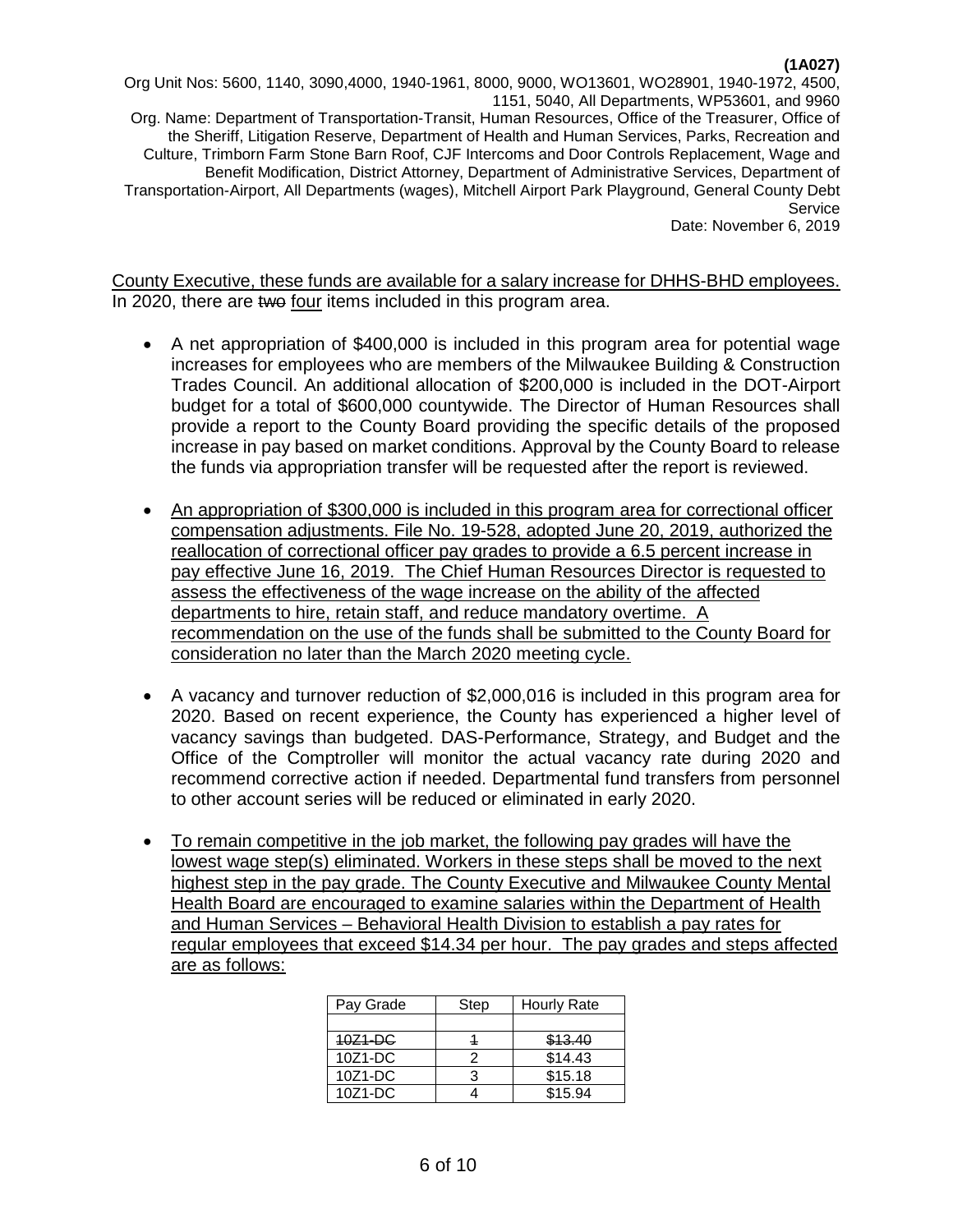County Executive, these funds are available for a salary increase for DHHS-BHD employees. In 2020, there are ~~two~~ four items included in this program area.

- A net appropriation of $400,000 is included in this program area for potential wage increases for employees who are members of the Milwaukee Building & Construction Trades Council. An additional allocation of $200,000 is included in the DOT-Airport budget for a total of $600,000 countywide. The Director of Human Resources shall provide a report to the County Board providing the specific details of the proposed increase in pay based on market conditions. Approval by the County Board to release the funds via appropriation transfer will be requested after the report is reviewed.

- An appropriation of $300,000 is included in this program area for correctional officer compensation adjustments. File No. 19-528, adopted June 20, 2019, authorized the reallocation of correctional officer pay grades to provide a 6.5 percent increase in pay effective June 16, 2019. The Chief Human Resources Director is requested to assess the effectiveness of the wage increase on the ability of the affected departments to hire, retain staff, and reduce mandatory overtime. A recommendation on the use of the funds shall be submitted to the County Board for consideration no later than the March 2020 meeting cycle.

- A vacancy and turnover reduction of $2,000,016 is included in this program area for 2020. Based on recent experience, the County has experienced a higher level of vacancy savings than budgeted. DAS-Performance, Strategy, and Budget and the Office of the Comptroller will monitor the actual vacancy rate during 2020 and recommend corrective action if needed. Departmental fund transfers from personnel to other account series will be reduced or eliminated in early 2020.

- To remain competitive in the job market, the following pay grades will have the lowest wage step(s) eliminated. Workers in these steps shall be moved to the next highest step in the pay grade. The County Executive and Milwaukee County Mental Health Board are encouraged to examine salaries within the Department of Health and Human Services – Behavioral Health Division to establish a pay rates for regular employees that exceed $14.34 per hour. The pay grades and steps affected are as follows:

| Pay Grade | Step | Hourly Rate |
|---|---|---|
| | | |
| ~~10Z1-DC~~ | ~~1~~ | ~~$13.40~~ |
| 10Z1-DC | 2 | $14.43 |
| 10Z1-DC | 3 | $15.18 |
| 10Z1-DC | 4 | $15.94 |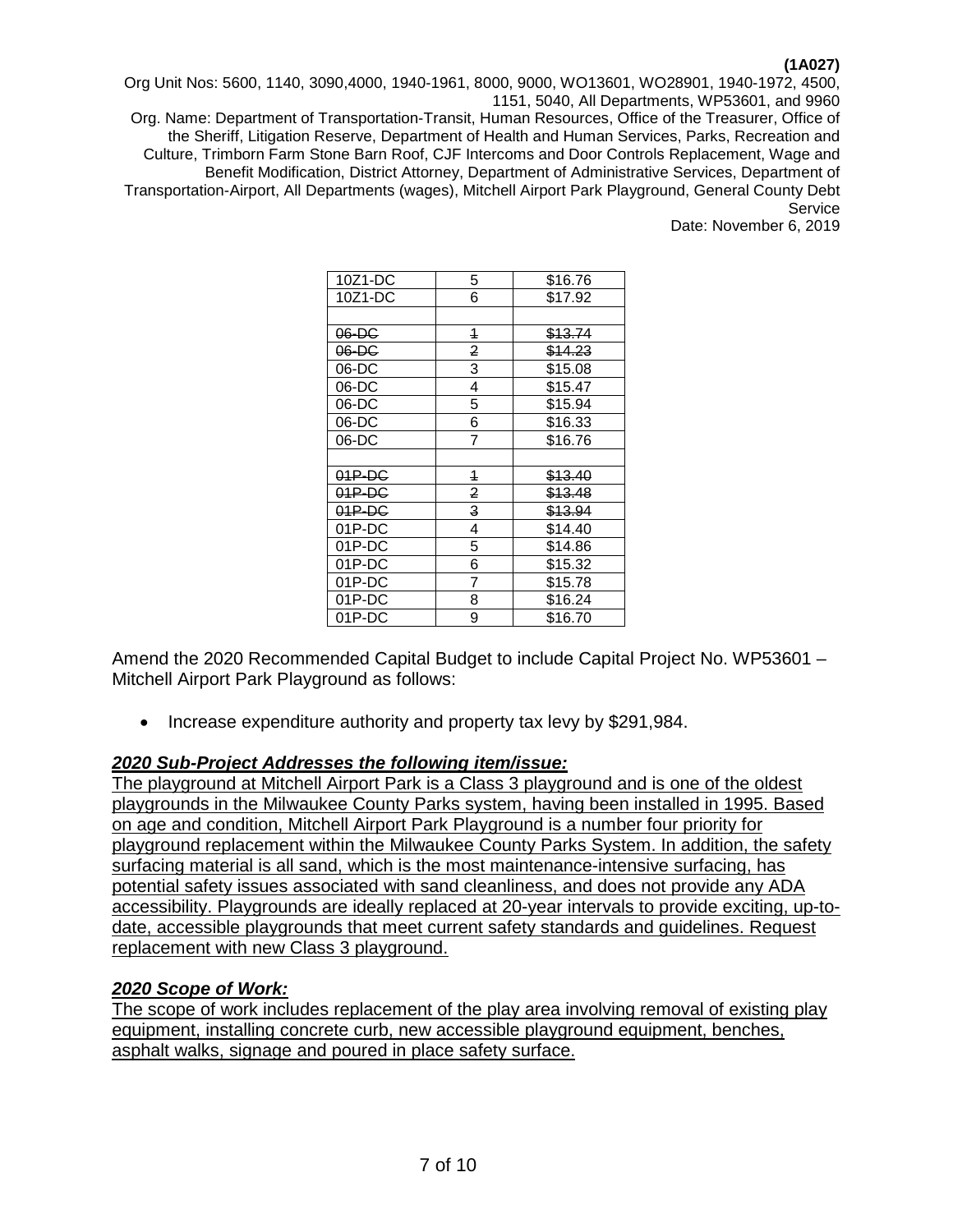| 10Z1-DC | 5 | $16.76 |
|---|---|---|
| 10Z1-DC | 6 | $17.92 |
| | | |
| ~~06-DC~~ | ~~1~~ | ~~$13.74~~ |
| ~~06-DC~~ | ~~2~~ | ~~$14.23~~ |
| 06-DC | 3 | $15.08 |
| 06-DC | 4 | $15.47 |
| 06-DC | 5 | $15.94 |
| 06-DC | 6 | $16.33 |
| 06-DC | 7 | $16.76 |
| | | |
| ~~01P-DC~~ | ~~1~~ | ~~$13.40~~ |
| ~~01P-DC~~ | ~~2~~ | ~~$13.48~~ |
| ~~01P-DC~~ | ~~3~~ | ~~$13.94~~ |
| 01P-DC | 4 | $14.40 |
| 01P-DC | 5 | $14.86 |
| 01P-DC | 6 | $15.32 |
| 01P-DC | 7 | $15.78 |
| 01P-DC | 8 | $16.24 |
| 01P-DC | 9 | $16.70 |

Amend the 2020 Recommended Capital Budget to include Capital Project No. WP53601 – Mitchell Airport Park Playground as follows:

- Increase expenditure authority and property tax levy by $291,984.

***2020 Sub-Project Addresses the following item/issue:***

The playground at Mitchell Airport Park is a Class 3 playground and is one of the oldest playgrounds in the Milwaukee County Parks system, having been installed in 1995. Based on age and condition, Mitchell Airport Park Playground is a number four priority for playground replacement within the Milwaukee County Parks System. In addition, the safety surfacing material is all sand, which is the most maintenance-intensive surfacing, has potential safety issues associated with sand cleanliness, and does not provide any ADA accessibility. Playgrounds are ideally replaced at 20-year intervals to provide exciting, up-to-date, accessible playgrounds that meet current safety standards and guidelines. Request replacement with new Class 3 playground.

***2020 Scope of Work:***

The scope of work includes replacement of the play area involving removal of existing play equipment, installing concrete curb, new accessible playground equipment, benches, asphalt walks, signage and poured in place safety surface.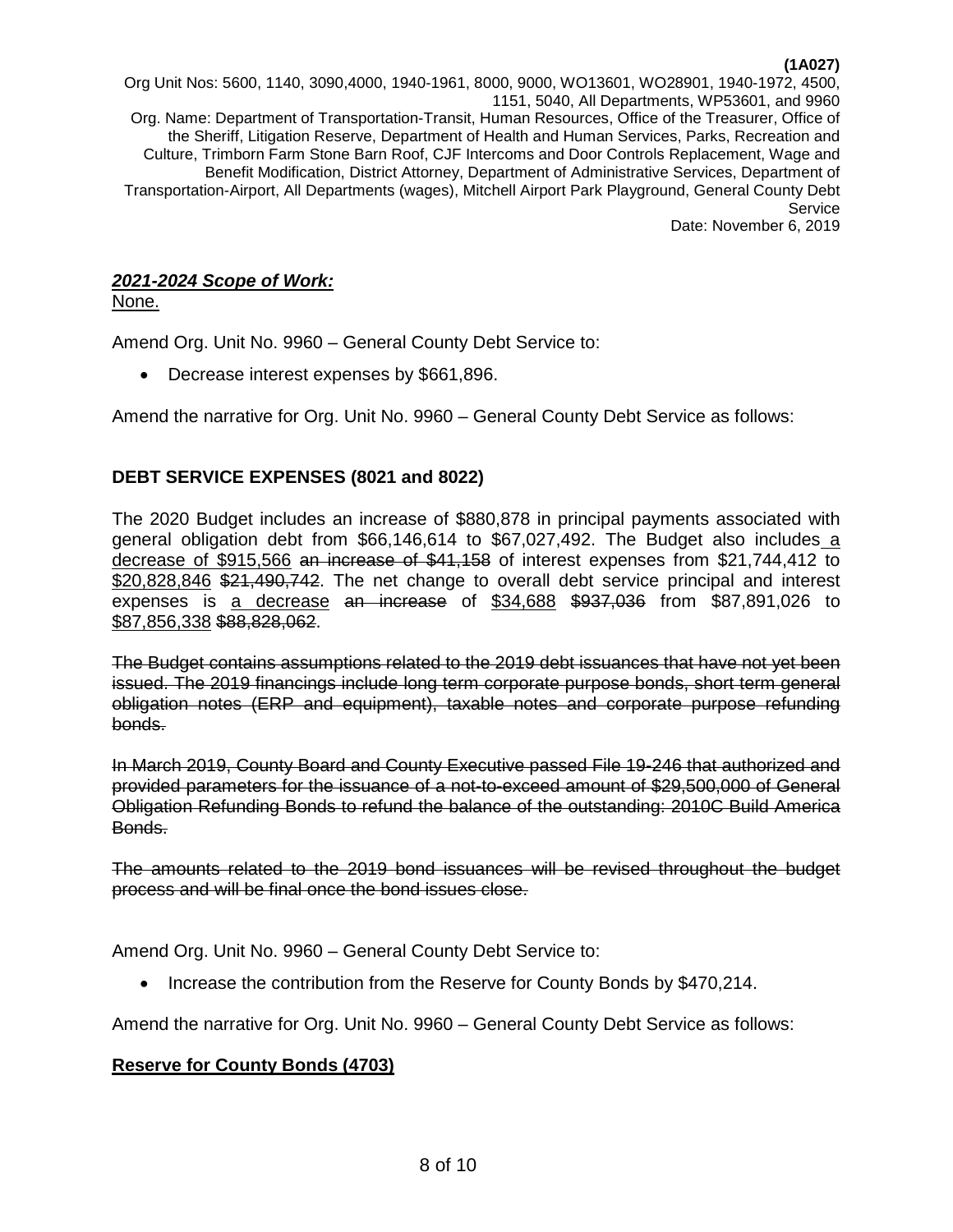***<u>2021-2024 Scope of Work:</u>***

<u>None.</u>

Amend Org. Unit No. 9960 – General County Debt Service to:

- Decrease interest expenses by $661,896.

Amend the narrative for Org. Unit No. 9960 – General County Debt Service as follows:

**DEBT SERVICE EXPENSES (8021 and 8022)**

The 2020 Budget includes an increase of $880,878 in principal payments associated with general obligation debt from $66,146,614 to $67,027,492. The Budget also includes <u>a decrease of $915,566</u> ~~an increase of $41,158~~ of interest expenses from $21,744,412 to <u>$20,828,846</u> ~~$21,490,742~~. The net change to overall debt service principal and interest expenses is <u>a decrease</u> ~~an increase~~ of <u>$34,688</u> ~~$937,036~~ from $87,891,026 to <u>$87,856,338</u> ~~$88,828,062~~.

~~The Budget contains assumptions related to the 2019 debt issuances that have not yet been issued. The 2019 financings include long term corporate purpose bonds, short term general obligation notes (ERP and equipment), taxable notes and corporate purpose refunding bonds.~~

~~In March 2019, County Board and County Executive passed File 19-246 that authorized and provided parameters for the issuance of a not-to-exceed amount of $29,500,000 of General Obligation Refunding Bonds to refund the balance of the outstanding: 2010C Build America Bonds.~~

~~The amounts related to the 2019 bond issuances will be revised throughout the budget process and will be final once the bond issues close.~~

Amend Org. Unit No. 9960 – General County Debt Service to:

- Increase the contribution from the Reserve for County Bonds by $470,214.

Amend the narrative for Org. Unit No. 9960 – General County Debt Service as follows:

**<u>Reserve for County Bonds (4703)</u>**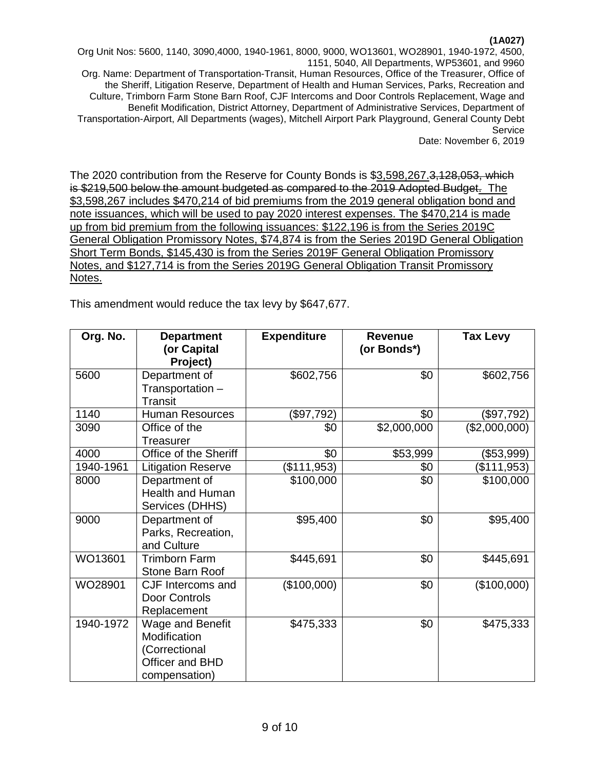The 2020 contribution from the Reserve for County Bonds is $<u>3,598,267.</u>~~3,128,053, which is $219,500 below the amount budgeted as compared to the 2019 Adopted Budget~~. <u>The $3,598,267 includes $470,214 of bid premiums from the 2019 general obligation bond and note issuances, which will be used to pay 2020 interest expenses. The $470,214 is made up from bid premium from the following issuances: $122,196 is from the Series 2019C General Obligation Promissory Notes, $74,874 is from the Series 2019D General Obligation Short Term Bonds, $145,430 is from the Series 2019F General Obligation Promissory Notes, and $127,714 is from the Series 2019G General Obligation Transit Promissory Notes.</u>

This amendment would reduce the tax levy by $647,677.

| Org. No. | Department (or Capital Project) | Expenditure | Revenue (or Bonds*) | Tax Levy |
|---|---|---|---|---|
| 5600 | Department of Transportation – Transit | $602,756 | $0 | $602,756 |
| 1140 | Human Resources | ($97,792) | $0 | ($97,792) |
| 3090 | Office of the Treasurer | $0 | $2,000,000 | ($2,000,000) |
| 4000 | Office of the Sheriff | $0 | $53,999 | ($53,999) |
| 1940-1961 | Litigation Reserve | ($111,953) | $0 | ($111,953) |
| 8000 | Department of Health and Human Services (DHHS) | $100,000 | $0 | $100,000 |
| 9000 | Department of Parks, Recreation, and Culture | $95,400 | $0 | $95,400 |
| WO13601 | Trimborn Farm Stone Barn Roof | $445,691 | $0 | $445,691 |
| WO28901 | CJF Intercoms and Door Controls Replacement | ($100,000) | $0 | ($100,000) |
| 1940-1972 | Wage and Benefit Modification (Correctional Officer and BHD compensation) | $475,333 | $0 | $475,333 |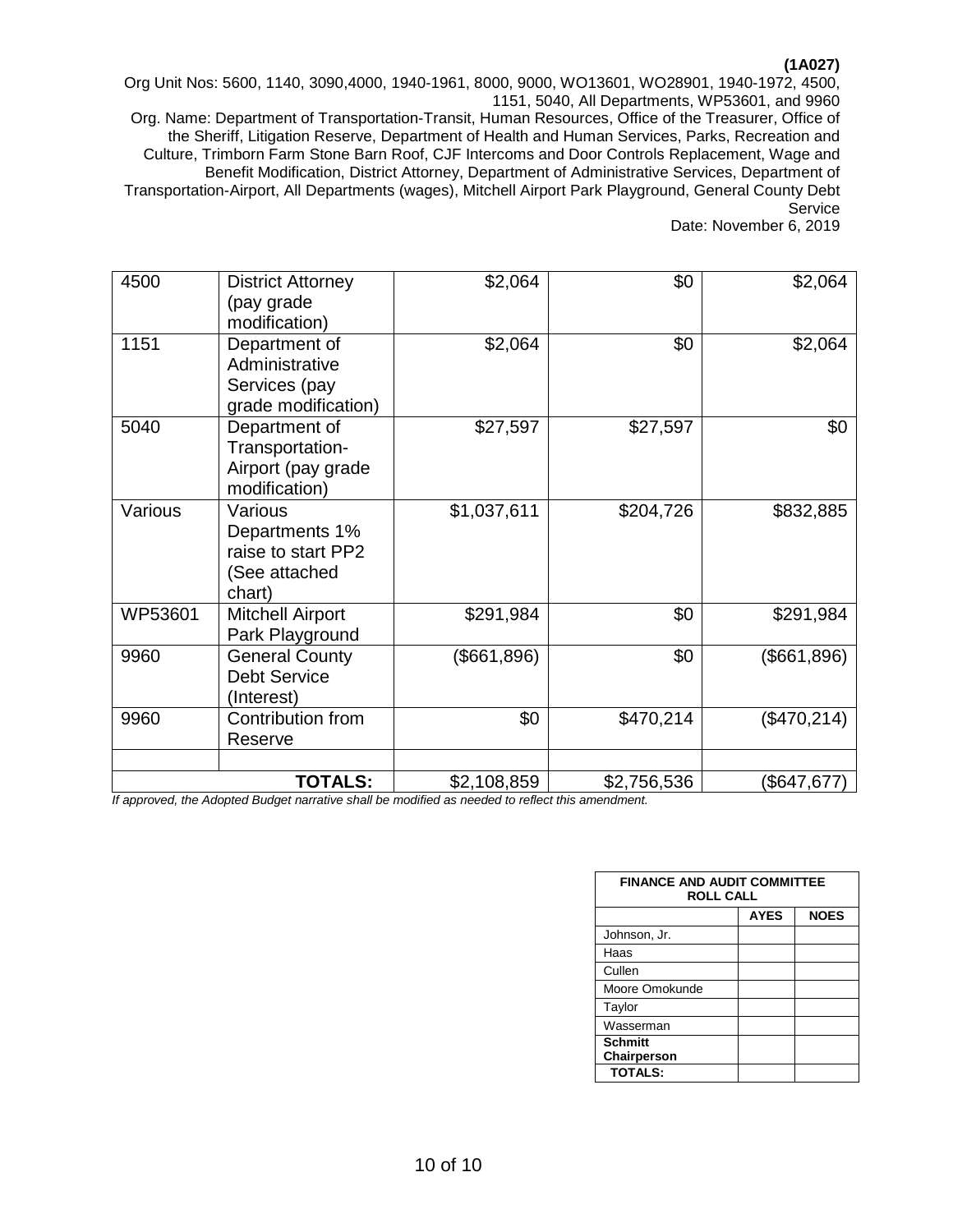**(1A027)**
Org Unit Nos: 5600, 1140, 3090,4000, 1940-1961, 8000, 9000, WO13601, WO28901, 1940-1972, 4500, 1151, 5040, All Departments, WP53601, and 9960
Org. Name: Department of Transportation-Transit, Human Resources, Office of the Treasurer, Office of the Sheriff, Litigation Reserve, Department of Health and Human Services, Parks, Recreation and Culture, Trimborn Farm Stone Barn Roof, CJF Intercoms and Door Controls Replacement, Wage and Benefit Modification, District Attorney, Department of Administrative Services, Department of Transportation-Airport, All Departments (wages), Mitchell Airport Park Playground, General County Debt Service
Date: November 6, 2019

| | | | | |
|---|---|---|---|---|
| 4500 | District Attorney (pay grade modification) | $2,064 | $0 | $2,064 |
| 1151 | Department of Administrative Services (pay grade modification) | $2,064 | $0 | $2,064 |
| 5040 | Department of Transportation-Airport (pay grade modification) | $27,597 | $27,597 | $0 |
| Various | Various Departments 1% raise to start PP2 (See attached chart) | $1,037,611 | $204,726 | $832,885 |
| WP53601 | Mitchell Airport Park Playground | $291,984 | $0 | $291,984 |
| 9960 | General County Debt Service (Interest) | ($661,896) | $0 | ($661,896) |
| 9960 | Contribution from Reserve | $0 | $470,214 | ($470,214) |
| | | | | |
| | **TOTALS:** | $2,108,859 | $2,756,536 | ($647,677) |

*If approved, the Adopted Budget narrative shall be modified as needed to reflect this amendment.*

| FINANCE AND AUDIT COMMITTEE ROLL CALL | | |
|---|---|---|
| | **AYES** | **NOES** |
| Johnson, Jr. | | |
| Haas | | |
| Cullen | | |
| Moore Omokunde | | |
| Taylor | | |
| Wasserman | | |
| **Schmitt Chairperson** | | |
| **TOTALS:** | | |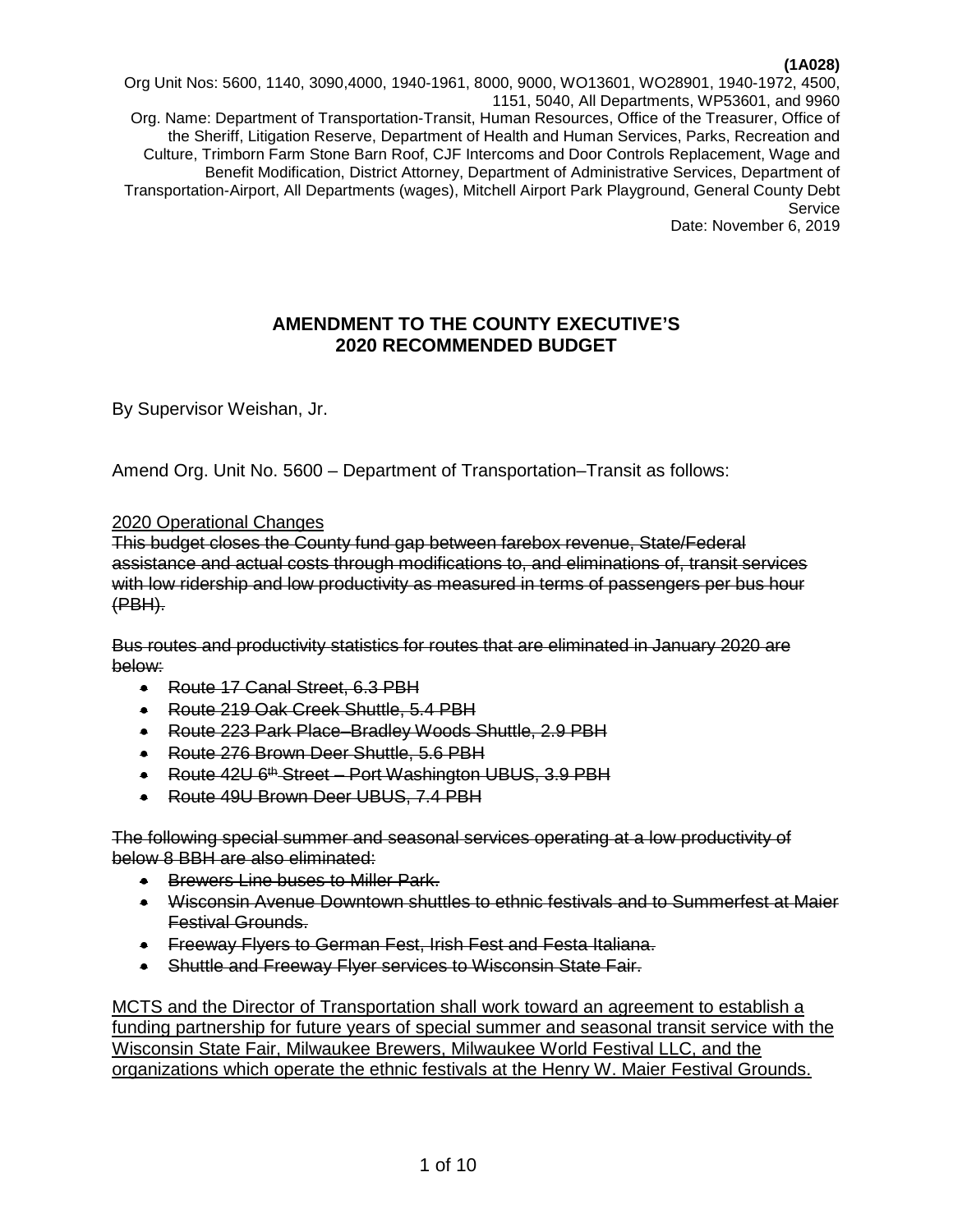**(1A028)**

Org Unit Nos: 5600, 1140, 3090,4000, 1940-1961, 8000, 9000, WO13601, WO28901, 1940-1972, 4500, 1151, 5040, All Departments, WP53601, and 9960

Org. Name: Department of Transportation-Transit, Human Resources, Office of the Treasurer, Office of the Sheriff, Litigation Reserve, Department of Health and Human Services, Parks, Recreation and Culture, Trimborn Farm Stone Barn Roof, CJF Intercoms and Door Controls Replacement, Wage and Benefit Modification, District Attorney, Department of Administrative Services, Department of Transportation-Airport, All Departments (wages), Mitchell Airport Park Playground, General County Debt Service

Date: November 6, 2019

## AMENDMENT TO THE COUNTY EXECUTIVE'S 2020 RECOMMENDED BUDGET

By Supervisor Weishan, Jr.

Amend Org. Unit No. 5600 – Department of Transportation–Transit as follows:

<u>2020 Operational Changes</u>

~~This budget closes the County fund gap between farebox revenue, State/Federal assistance and actual costs through modifications to, and eliminations of, transit services with low ridership and low productivity as measured in terms of passengers per bus hour (PBH).~~

~~Bus routes and productivity statistics for routes that are eliminated in January 2020 are below:~~

- ~~Route 17 Canal Street, 6.3 PBH~~
- ~~Route 219 Oak Creek Shuttle, 5.4 PBH~~
- ~~Route 223 Park Place–Bradley Woods Shuttle, 2.9 PBH~~
- ~~Route 276 Brown Deer Shuttle, 5.6 PBH~~
- ~~Route 42U 6th Street – Port Washington UBUS, 3.9 PBH~~
- ~~Route 49U Brown Deer UBUS, 7.4 PBH~~

~~The following special summer and seasonal services operating at a low productivity of below 8 BBH are also eliminated:~~

- ~~Brewers Line buses to Miller Park.~~
- ~~Wisconsin Avenue Downtown shuttles to ethnic festivals and to Summerfest at Maier Festival Grounds.~~
- ~~Freeway Flyers to German Fest, Irish Fest and Festa Italiana.~~
- ~~Shuttle and Freeway Flyer services to Wisconsin State Fair.~~

<u>MCTS and the Director of Transportation shall work toward an agreement to establish a funding partnership for future years of special summer and seasonal transit service with the Wisconsin State Fair, Milwaukee Brewers, Milwaukee World Festival LLC, and the organizations which operate the ethnic festivals at the Henry W. Maier Festival Grounds.</u>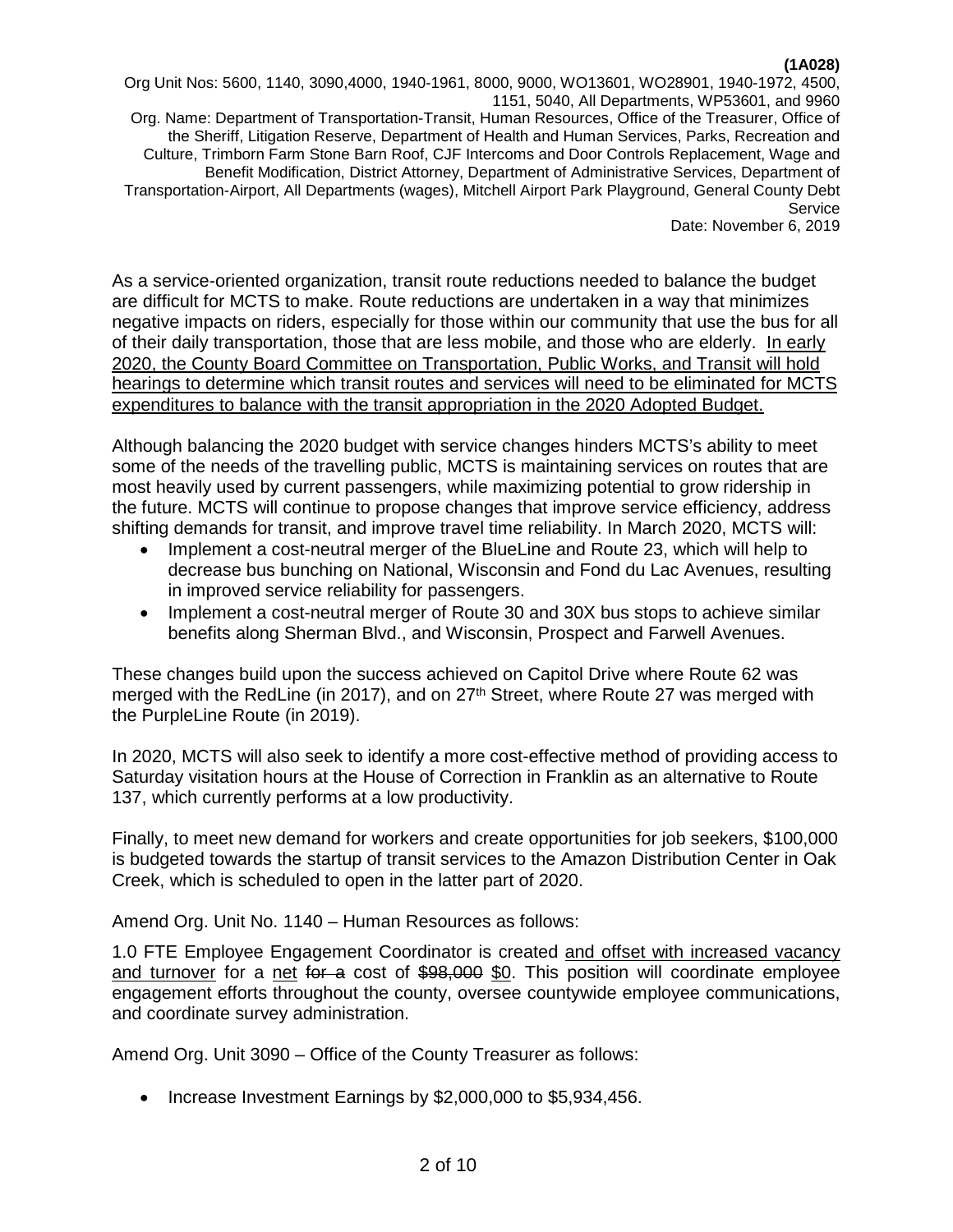As a service-oriented organization, transit route reductions needed to balance the budget are difficult for MCTS to make. Route reductions are undertaken in a way that minimizes negative impacts on riders, especially for those within our community that use the bus for all of their daily transportation, those that are less mobile, and those who are elderly. <u>In early 2020, the County Board Committee on Transportation, Public Works, and Transit will hold hearings to determine which transit routes and services will need to be eliminated for MCTS expenditures to balance with the transit appropriation in the 2020 Adopted Budget.</u>

Although balancing the 2020 budget with service changes hinders MCTS's ability to meet some of the needs of the travelling public, MCTS is maintaining services on routes that are most heavily used by current passengers, while maximizing potential to grow ridership in the future. MCTS will continue to propose changes that improve service efficiency, address shifting demands for transit, and improve travel time reliability. In March 2020, MCTS will:

- Implement a cost-neutral merger of the BlueLine and Route 23, which will help to decrease bus bunching on National, Wisconsin and Fond du Lac Avenues, resulting in improved service reliability for passengers.
- Implement a cost-neutral merger of Route 30 and 30X bus stops to achieve similar benefits along Sherman Blvd., and Wisconsin, Prospect and Farwell Avenues.

These changes build upon the success achieved on Capitol Drive where Route 62 was merged with the RedLine (in 2017), and on 27th Street, where Route 27 was merged with the PurpleLine Route (in 2019).

In 2020, MCTS will also seek to identify a more cost-effective method of providing access to Saturday visitation hours at the House of Correction in Franklin as an alternative to Route 137, which currently performs at a low productivity.

Finally, to meet new demand for workers and create opportunities for job seekers, $100,000 is budgeted towards the startup of transit services to the Amazon Distribution Center in Oak Creek, which is scheduled to open in the latter part of 2020.

Amend Org. Unit No. 1140 – Human Resources as follows:

1.0 FTE Employee Engagement Coordinator is created <u>and offset with increased vacancy and turnover</u> for a <u>net</u> ~~for a~~ cost of ~~$98,000~~ <u>$0</u>. This position will coordinate employee engagement efforts throughout the county, oversee countywide employee communications, and coordinate survey administration.

Amend Org. Unit 3090 – Office of the County Treasurer as follows:

- Increase Investment Earnings by $2,000,000 to $5,934,456.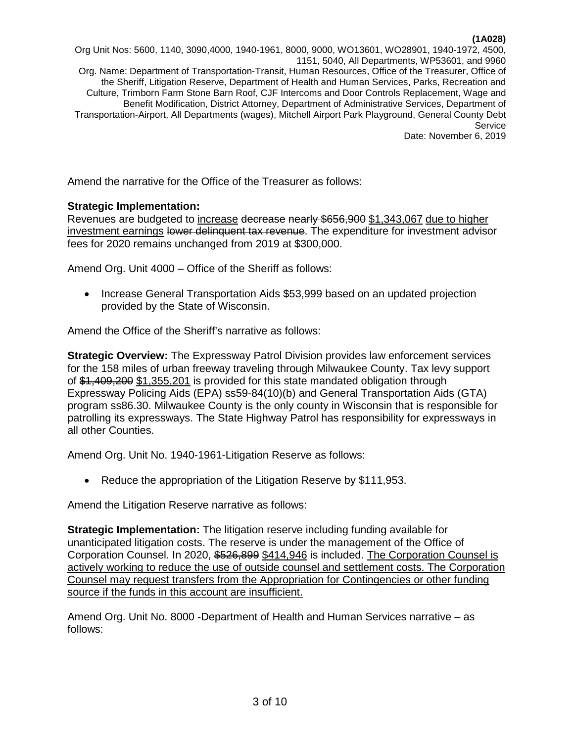Amend the narrative for the Office of the Treasurer as follows:

**Strategic Implementation:**
Revenues are budgeted to <u>increase</u> ~~decrease~~ ~~nearly $656,900~~ <u>$1,343,067</u> <u>due to higher investment earnings</u> ~~lower delinquent tax revenue~~. The expenditure for investment advisor fees for 2020 remains unchanged from 2019 at $300,000.

Amend Org. Unit 4000 – Office of the Sheriff as follows:

- Increase General Transportation Aids $53,999 based on an updated projection provided by the State of Wisconsin.

Amend the Office of the Sheriff's narrative as follows:

**Strategic Overview:** The Expressway Patrol Division provides law enforcement services for the 158 miles of urban freeway traveling through Milwaukee County. Tax levy support of ~~$1,409,200~~ <u>$1,355,201</u> is provided for this state mandated obligation through Expressway Policing Aids (EPA) ss59-84(10)(b) and General Transportation Aids (GTA) program ss86.30. Milwaukee County is the only county in Wisconsin that is responsible for patrolling its expressways. The State Highway Patrol has responsibility for expressways in all other Counties.

Amend Org. Unit No. 1940-1961-Litigation Reserve as follows:

- Reduce the appropriation of the Litigation Reserve by $111,953.

Amend the Litigation Reserve narrative as follows:

**Strategic Implementation:** The litigation reserve including funding available for unanticipated litigation costs. The reserve is under the management of the Office of Corporation Counsel. In 2020, ~~$526,899~~ <u>$414,946</u> is included. <u>The Corporation Counsel is actively working to reduce the use of outside counsel and settlement costs. The Corporation Counsel may request transfers from the Appropriation for Contingencies or other funding source if the funds in this account are insufficient.</u>

Amend Org. Unit No. 8000 -Department of Health and Human Services narrative – as follows: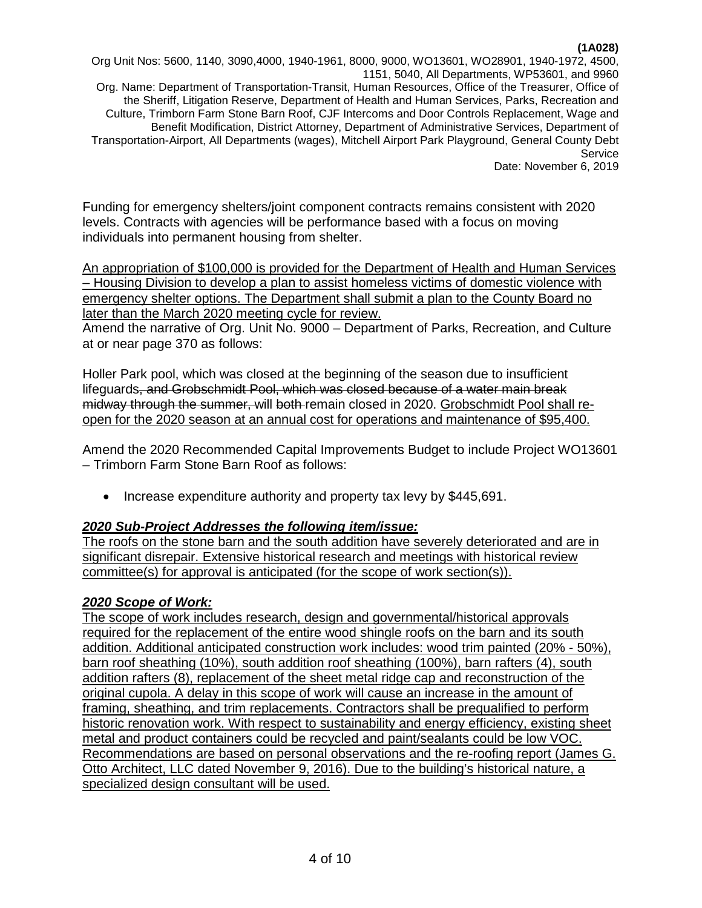Funding for emergency shelters/joint component contracts remains consistent with 2020 levels. Contracts with agencies will be performance based with a focus on moving individuals into permanent housing from shelter.

An appropriation of $100,000 is provided for the Department of Health and Human Services – Housing Division to develop a plan to assist homeless victims of domestic violence with emergency shelter options. The Department shall submit a plan to the County Board no later than the March 2020 meeting cycle for review.

Amend the narrative of Org. Unit No. 9000 – Department of Parks, Recreation, and Culture at or near page 370 as follows:

Holler Park pool, which was closed at the beginning of the season due to insufficient lifeguards~~, and Grobschmidt Pool, which was closed because of a water main break midway through the summer,~~ will ~~both~~ remain closed in 2020. Grobschmidt Pool shall re-open for the 2020 season at an annual cost for operations and maintenance of $95,400.

Amend the 2020 Recommended Capital Improvements Budget to include Project WO13601 – Trimborn Farm Stone Barn Roof as follows:

- Increase expenditure authority and property tax levy by $445,691.

***2020 Sub-Project Addresses the following item/issue:***

The roofs on the stone barn and the south addition have severely deteriorated and are in significant disrepair. Extensive historical research and meetings with historical review committee(s) for approval is anticipated (for the scope of work section(s)).

***2020 Scope of Work:***

The scope of work includes research, design and governmental/historical approvals required for the replacement of the entire wood shingle roofs on the barn and its south addition. Additional anticipated construction work includes: wood trim painted (20% - 50%), barn roof sheathing (10%), south addition roof sheathing (100%), barn rafters (4), south addition rafters (8), replacement of the sheet metal ridge cap and reconstruction of the original cupola. A delay in this scope of work will cause an increase in the amount of framing, sheathing, and trim replacements. Contractors shall be prequalified to perform historic renovation work. With respect to sustainability and energy efficiency, existing sheet metal and product containers could be recycled and paint/sealants could be low VOC. Recommendations are based on personal observations and the re-roofing report (James G. Otto Architect, LLC dated November 9, 2016). Due to the building's historical nature, a specialized design consultant will be used.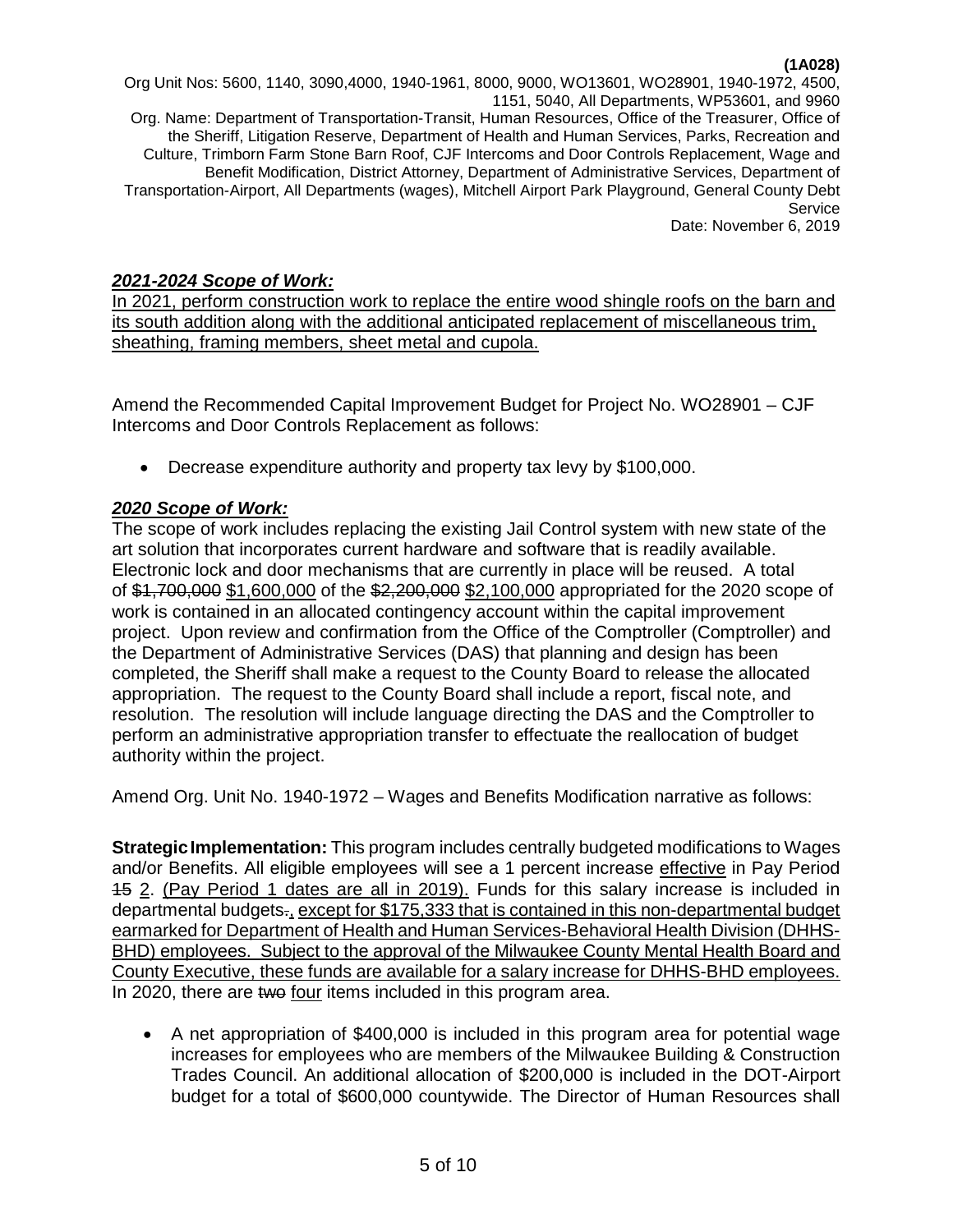***<u>2021-2024 Scope of Work:</u>***

<u>In 2021, perform construction work to replace the entire wood shingle roofs on the barn and its south addition along with the additional anticipated replacement of miscellaneous trim, sheathing, framing members, sheet metal and cupola.</u>

Amend the Recommended Capital Improvement Budget for Project No. WO28901 – CJF Intercoms and Door Controls Replacement as follows:

- Decrease expenditure authority and property tax levy by $100,000.

***<u>2020 Scope of Work:</u>***

The scope of work includes replacing the existing Jail Control system with new state of the art solution that incorporates current hardware and software that is readily available. Electronic lock and door mechanisms that are currently in place will be reused. A total of ~~$1,700,000~~ <u>$1,600,000</u> of the ~~$2,200,000~~ <u>$2,100,000</u> appropriated for the 2020 scope of work is contained in an allocated contingency account within the capital improvement project. Upon review and confirmation from the Office of the Comptroller (Comptroller) and the Department of Administrative Services (DAS) that planning and design has been completed, the Sheriff shall make a request to the County Board to release the allocated appropriation. The request to the County Board shall include a report, fiscal note, and resolution. The resolution will include language directing the DAS and the Comptroller to perform an administrative appropriation transfer to effectuate the reallocation of budget authority within the project.

Amend Org. Unit No. 1940-1972 – Wages and Benefits Modification narrative as follows:

**Strategic Implementation:** This program includes centrally budgeted modifications to Wages and/or Benefits. All eligible employees will see a 1 percent increase <u>effective</u> in Pay Period ~~15~~ <u>2</u>. <u>(Pay Period 1 dates are all in 2019).</u> Funds for this salary increase is included in departmental budgets~~.~~<u>, except for $175,333 that is contained in this non-departmental budget earmarked for Department of Health and Human Services-Behavioral Health Division (DHHS-BHD) employees. Subject to the approval of the Milwaukee County Mental Health Board and County Executive, these funds are available for a salary increase for DHHS-BHD employees.</u> In 2020, there are ~~two~~ <u>four</u> items included in this program area.

- A net appropriation of $400,000 is included in this program area for potential wage increases for employees who are members of the Milwaukee Building & Construction Trades Council. An additional allocation of $200,000 is included in the DOT-Airport budget for a total of $600,000 countywide. The Director of Human Resources shall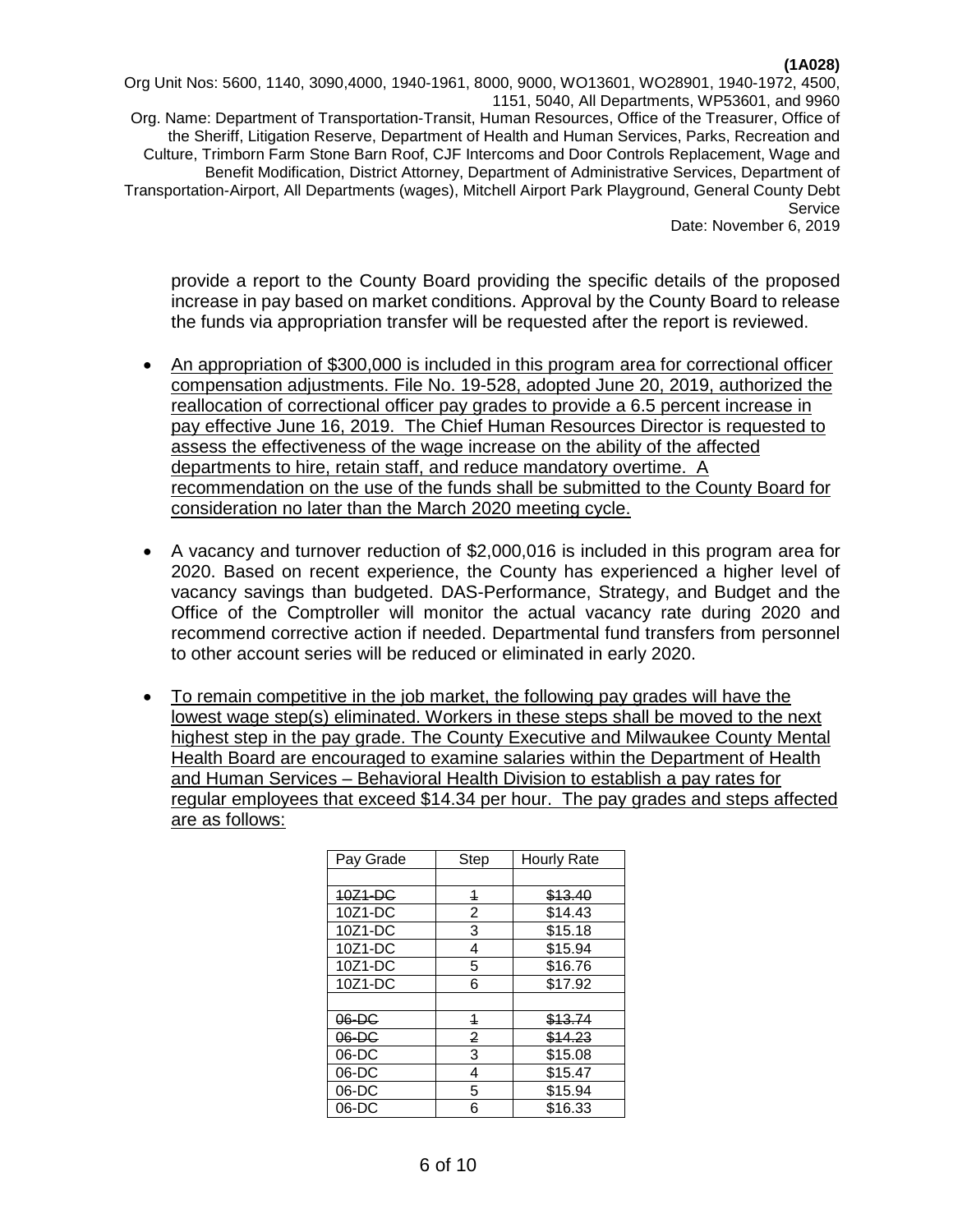provide a report to the County Board providing the specific details of the proposed increase in pay based on market conditions. Approval by the County Board to release the funds via appropriation transfer will be requested after the report is reviewed.

- An appropriation of $300,000 is included in this program area for correctional officer compensation adjustments. File No. 19-528, adopted June 20, 2019, authorized the reallocation of correctional officer pay grades to provide a 6.5 percent increase in pay effective June 16, 2019. The Chief Human Resources Director is requested to assess the effectiveness of the wage increase on the ability of the affected departments to hire, retain staff, and reduce mandatory overtime. A recommendation on the use of the funds shall be submitted to the County Board for consideration no later than the March 2020 meeting cycle.

- A vacancy and turnover reduction of $2,000,016 is included in this program area for 2020. Based on recent experience, the County has experienced a higher level of vacancy savings than budgeted. DAS-Performance, Strategy, and Budget and the Office of the Comptroller will monitor the actual vacancy rate during 2020 and recommend corrective action if needed. Departmental fund transfers from personnel to other account series will be reduced or eliminated in early 2020.

- To remain competitive in the job market, the following pay grades will have the lowest wage step(s) eliminated. Workers in these steps shall be moved to the next highest step in the pay grade. The County Executive and Milwaukee County Mental Health Board are encouraged to examine salaries within the Department of Health and Human Services – Behavioral Health Division to establish a pay rates for regular employees that exceed $14.34 per hour. The pay grades and steps affected are as follows:

| Pay Grade | Step | Hourly Rate |
|---|---|---|
| | | |
| ~~10Z1-DC~~ | ~~1~~ | ~~$13.40~~ |
| 10Z1-DC | 2 | $14.43 |
| 10Z1-DC | 3 | $15.18 |
| 10Z1-DC | 4 | $15.94 |
| 10Z1-DC | 5 | $16.76 |
| 10Z1-DC | 6 | $17.92 |
| | | |
| ~~06-DC~~ | ~~1~~ | ~~$13.74~~ |
| ~~06-DC~~ | ~~2~~ | ~~$14.23~~ |
| 06-DC | 3 | $15.08 |
| 06-DC | 4 | $15.47 |
| 06-DC | 5 | $15.94 |
| 06-DC | 6 | $16.33 |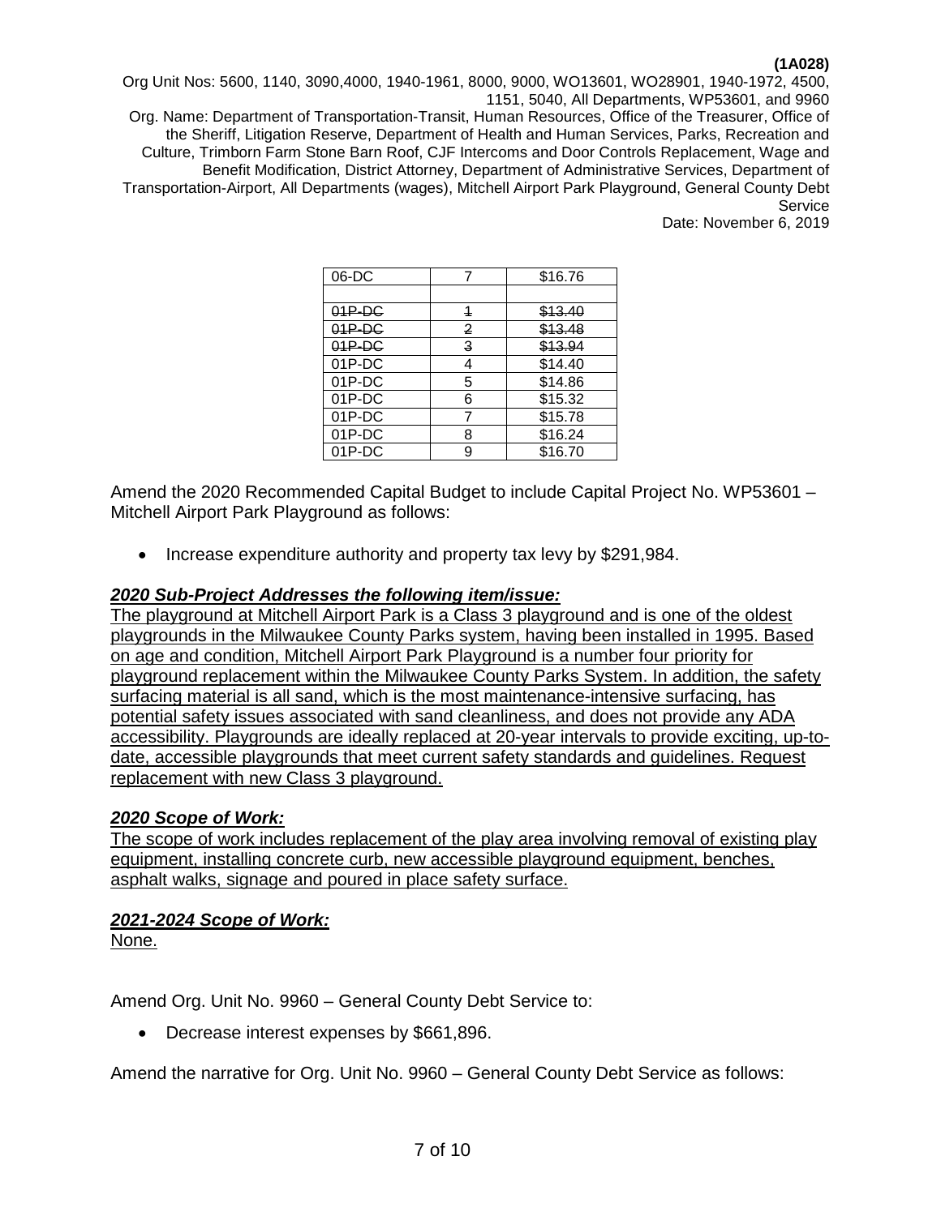| 06-DC | 7 | $16.76 |
|---|---|---|
| | | |
| ~~01P-DC~~ | ~~1~~ | ~~$13.40~~ |
| ~~01P-DC~~ | ~~2~~ | ~~$13.48~~ |
| ~~01P-DC~~ | ~~3~~ | ~~$13.94~~ |
| 01P-DC | 4 | $14.40 |
| 01P-DC | 5 | $14.86 |
| 01P-DC | 6 | $15.32 |
| 01P-DC | 7 | $15.78 |
| 01P-DC | 8 | $16.24 |
| 01P-DC | 9 | $16.70 |

Amend the 2020 Recommended Capital Budget to include Capital Project No. WP53601 – Mitchell Airport Park Playground as follows:

- Increase expenditure authority and property tax levy by $291,984.

***2020 Sub-Project Addresses the following item/issue:***

The playground at Mitchell Airport Park is a Class 3 playground and is one of the oldest playgrounds in the Milwaukee County Parks system, having been installed in 1995. Based on age and condition, Mitchell Airport Park Playground is a number four priority for playground replacement within the Milwaukee County Parks System. In addition, the safety surfacing material is all sand, which is the most maintenance-intensive surfacing, has potential safety issues associated with sand cleanliness, and does not provide any ADA accessibility. Playgrounds are ideally replaced at 20-year intervals to provide exciting, up-to-date, accessible playgrounds that meet current safety standards and guidelines. Request replacement with new Class 3 playground.

***2020 Scope of Work:***

The scope of work includes replacement of the play area involving removal of existing play equipment, installing concrete curb, new accessible playground equipment, benches, asphalt walks, signage and poured in place safety surface.

***2021-2024 Scope of Work:***

None.

Amend Org. Unit No. 9960 – General County Debt Service to:

- Decrease interest expenses by $661,896.

Amend the narrative for Org. Unit No. 9960 – General County Debt Service as follows: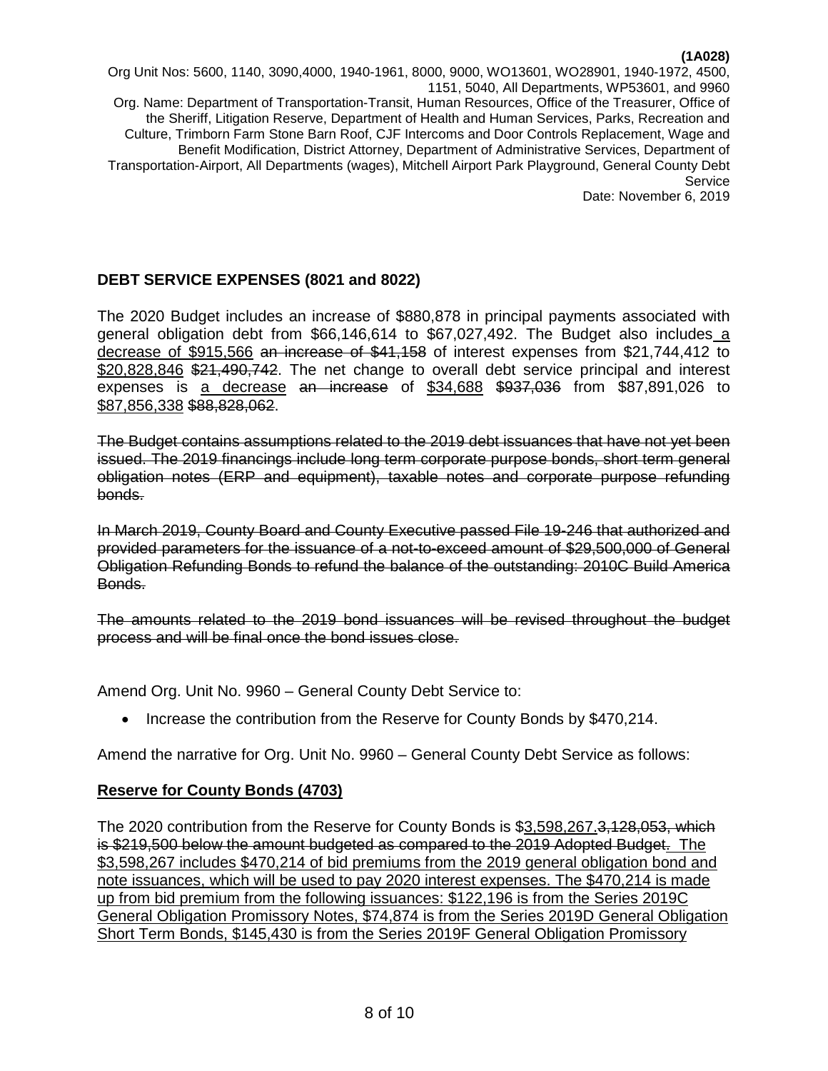## DEBT SERVICE EXPENSES (8021 and 8022)

The 2020 Budget includes an increase of $880,878 in principal payments associated with general obligation debt from $66,146,614 to $67,027,492. The Budget also includes <u>a decrease of $915,566</u> ~~an increase of $41,158~~ of interest expenses from $21,744,412 to <u>$20,828,846</u> ~~$21,490,742~~. The net change to overall debt service principal and interest expenses is <u>a decrease</u> ~~an increase~~ of <u>$34,688</u> ~~$937,036~~ from $87,891,026 to <u>$87,856,338</u> ~~$88,828,062~~.

~~The Budget contains assumptions related to the 2019 debt issuances that have not yet been issued. The 2019 financings include long term corporate purpose bonds, short term general obligation notes (ERP and equipment), taxable notes and corporate purpose refunding bonds.~~

~~In March 2019, County Board and County Executive passed File 19-246 that authorized and provided parameters for the issuance of a not-to-exceed amount of $29,500,000 of General Obligation Refunding Bonds to refund the balance of the outstanding: 2010C Build America Bonds.~~

~~The amounts related to the 2019 bond issuances will be revised throughout the budget process and will be final once the bond issues close.~~

Amend Org. Unit No. 9960 – General County Debt Service to:

- Increase the contribution from the Reserve for County Bonds by $470,214.

Amend the narrative for Org. Unit No. 9960 – General County Debt Service as follows:

**<u>Reserve for County Bonds (4703)</u>**

The 2020 contribution from the Reserve for County Bonds is $<u>3,598,267.</u>~~3,128,053, which is $219,500 below the amount budgeted as compared to the 2019 Adopted Budget~~. <u>The $3,598,267 includes $470,214 of bid premiums from the 2019 general obligation bond and note issuances, which will be used to pay 2020 interest expenses. The $470,214 is made up from bid premium from the following issuances: $122,196 is from the Series 2019C General Obligation Promissory Notes, $74,874 is from the Series 2019D General Obligation Short Term Bonds, $145,430 is from the Series 2019F General Obligation Promissory</u>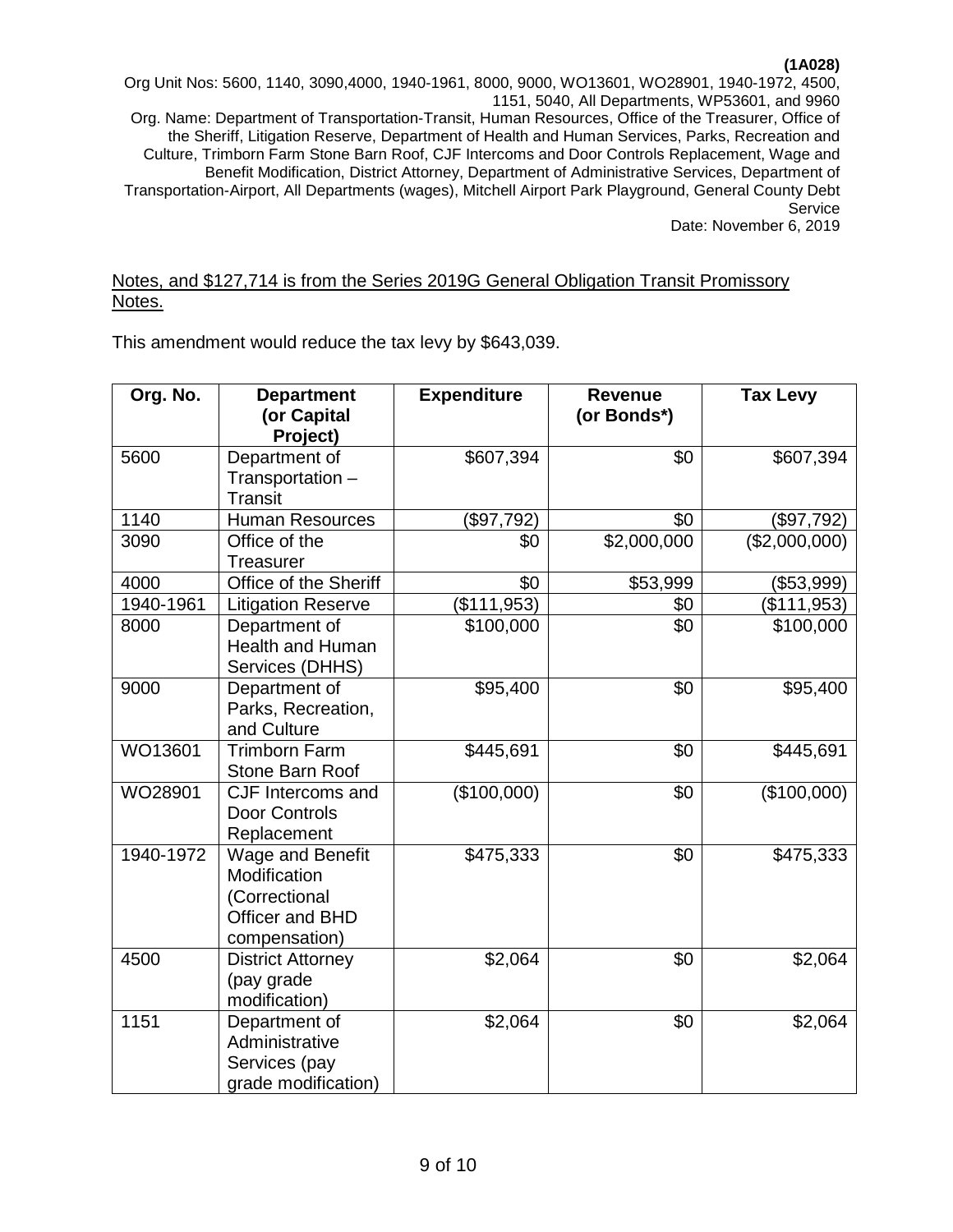Notes, and $127,714 is from the Series 2019G General Obligation Transit Promissory Notes.

This amendment would reduce the tax levy by $643,039.

| Org. No. | Department (or Capital Project) | Expenditure | Revenue (or Bonds*) | Tax Levy |
|---|---|---|---|---|
| 5600 | Department of Transportation – Transit | $607,394 | $0 | $607,394 |
| 1140 | Human Resources | ($97,792) | $0 | ($97,792) |
| 3090 | Office of the Treasurer | $0 | $2,000,000 | ($2,000,000) |
| 4000 | Office of the Sheriff | $0 | $53,999 | ($53,999) |
| 1940-1961 | Litigation Reserve | ($111,953) | $0 | ($111,953) |
| 8000 | Department of Health and Human Services (DHHS) | $100,000 | $0 | $100,000 |
| 9000 | Department of Parks, Recreation, and Culture | $95,400 | $0 | $95,400 |
| WO13601 | Trimborn Farm Stone Barn Roof | $445,691 | $0 | $445,691 |
| WO28901 | CJF Intercoms and Door Controls Replacement | ($100,000) | $0 | ($100,000) |
| 1940-1972 | Wage and Benefit Modification (Correctional Officer and BHD compensation) | $475,333 | $0 | $475,333 |
| 4500 | District Attorney (pay grade modification) | $2,064 | $0 | $2,064 |
| 1151 | Department of Administrative Services (pay grade modification) | $2,064 | $0 | $2,064 |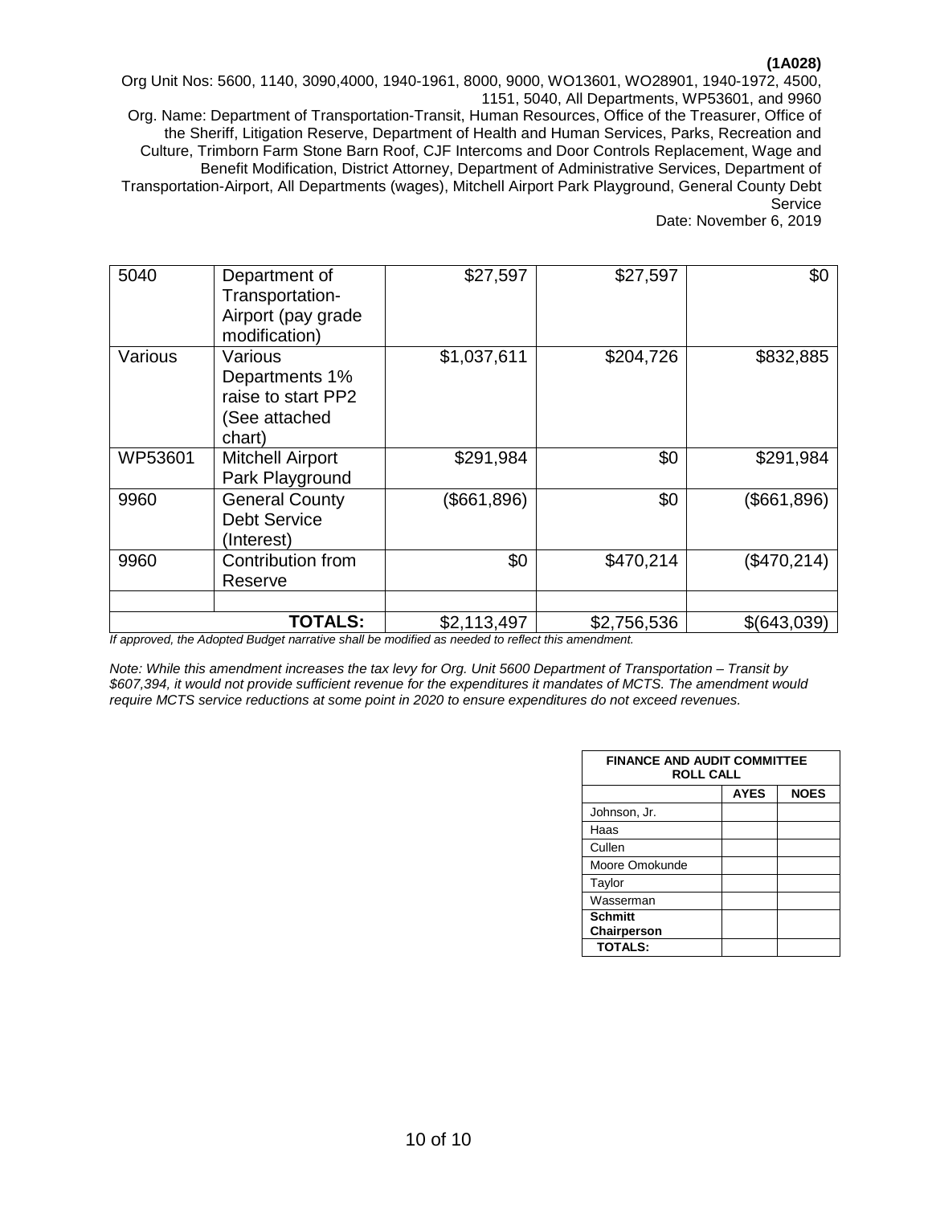**(1A028)**

Org Unit Nos: 5600, 1140, 3090,4000, 1940-1961, 8000, 9000, WO13601, WO28901, 1940-1972, 4500, 1151, 5040, All Departments, WP53601, and 9960

Org. Name: Department of Transportation-Transit, Human Resources, Office of the Treasurer, Office of the Sheriff, Litigation Reserve, Department of Health and Human Services, Parks, Recreation and Culture, Trimborn Farm Stone Barn Roof, CJF Intercoms and Door Controls Replacement, Wage and Benefit Modification, District Attorney, Department of Administrative Services, Department of Transportation-Airport, All Departments (wages), Mitchell Airport Park Playground, General County Debt Service

Date: November 6, 2019

| | | | | |
|---|---|---|---|---|
| 5040 | Department of Transportation-Airport (pay grade modification) | $27,597 | $27,597 | $0 |
| Various | Various Departments 1% raise to start PP2 (See attached chart) | $1,037,611 | $204,726 | $832,885 |
| WP53601 | Mitchell Airport Park Playground | $291,984 | $0 | $291,984 |
| 9960 | General County Debt Service (Interest) | ($661,896) | $0 | ($661,896) |
| 9960 | Contribution from Reserve | $0 | $470,214 | ($470,214) |
| | | | | |
| | **TOTALS:** | $2,113,497 | $2,756,536 | $(643,039) |

*If approved, the Adopted Budget narrative shall be modified as needed to reflect this amendment.*

*Note: While this amendment increases the tax levy for Org. Unit 5600 Department of Transportation – Transit by $607,394, it would not provide sufficient revenue for the expenditures it mandates of MCTS. The amendment would require MCTS service reductions at some point in 2020 to ensure expenditures do not exceed revenues.*

| FINANCE AND AUDIT COMMITTEE ROLL CALL | | |
|---|---|---|
| | **AYES** | **NOES** |
| Johnson, Jr. | | |
| Haas | | |
| Cullen | | |
| Moore Omokunde | | |
| Taylor | | |
| Wasserman | | |
| **Schmitt Chairperson** | | |
| **TOTALS:** | | |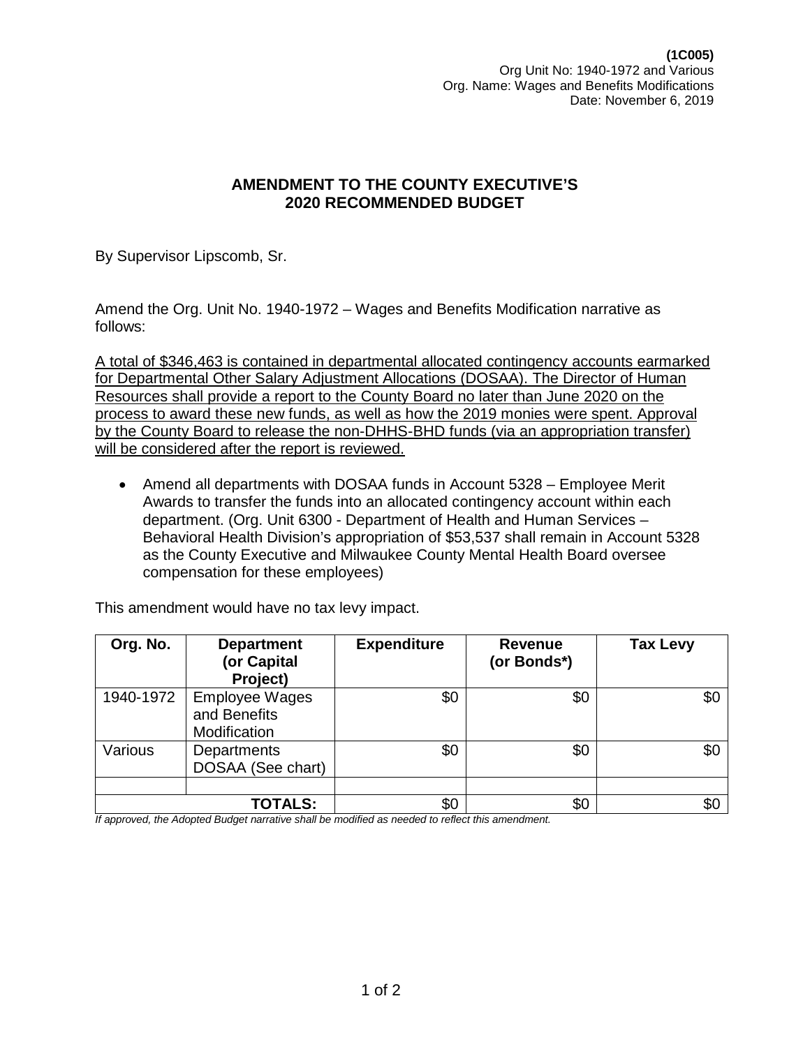**(1C005)**
Org Unit No: 1940-1972 and Various
Org. Name: Wages and Benefits Modifications
Date: November 6, 2019

## AMENDMENT TO THE COUNTY EXECUTIVE'S 2020 RECOMMENDED BUDGET

By Supervisor Lipscomb, Sr.

Amend the Org. Unit No. 1940-1972 – Wages and Benefits Modification narrative as follows:

<u>A total of $346,463 is contained in departmental allocated contingency accounts earmarked for Departmental Other Salary Adjustment Allocations (DOSAA). The Director of Human Resources shall provide a report to the County Board no later than June 2020 on the process to award these new funds, as well as how the 2019 monies were spent. Approval by the County Board to release the non-DHHS-BHD funds (via an appropriation transfer) will be considered after the report is reviewed.</u>

- Amend all departments with DOSAA funds in Account 5328 – Employee Merit Awards to transfer the funds into an allocated contingency account within each department. (Org. Unit 6300 - Department of Health and Human Services – Behavioral Health Division's appropriation of $53,537 shall remain in Account 5328 as the County Executive and Milwaukee County Mental Health Board oversee compensation for these employees)

This amendment would have no tax levy impact.

| Org. No. | Department (or Capital Project) | Expenditure | Revenue (or Bonds*) | Tax Levy |
|---|---|---|---|---|
| 1940-1972 | Employee Wages and Benefits Modification | $0 | $0 | $0 |
| Various | Departments DOSAA (See chart) | $0 | $0 | $0 |
| | | | | |
| | **TOTALS:** | $0 | $0 | $0 |

*If approved, the Adopted Budget narrative shall be modified as needed to reflect this amendment.*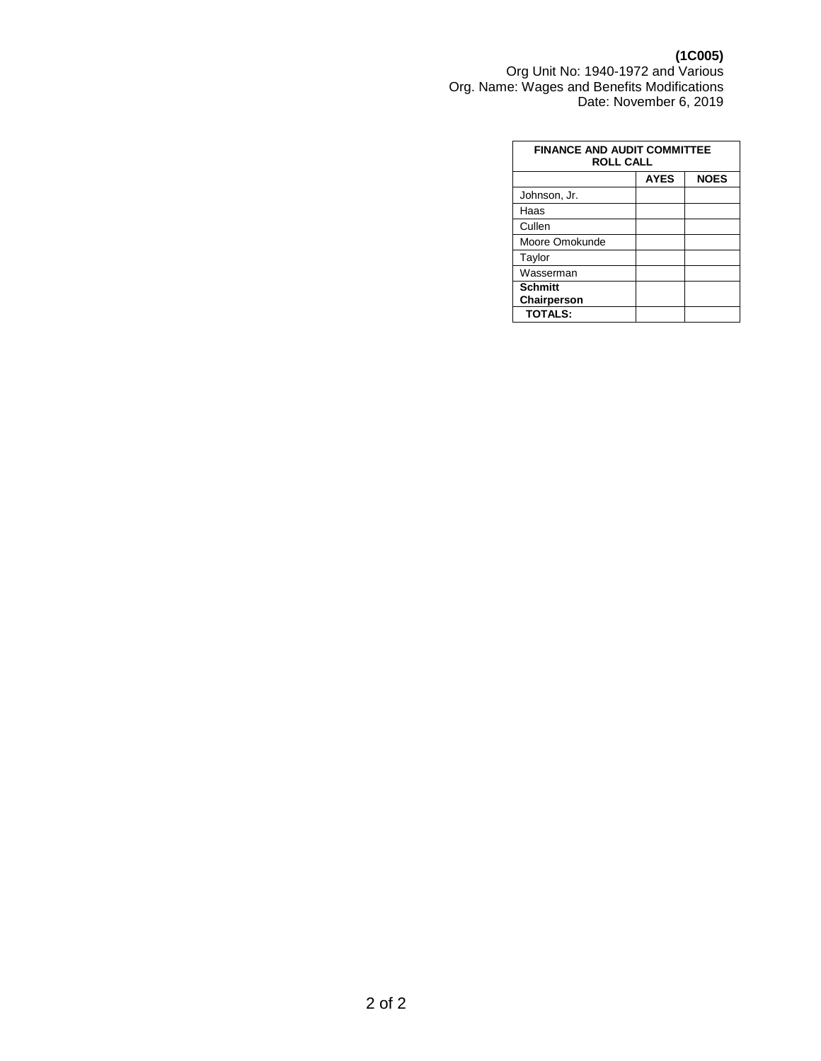**(1C005)**
Org Unit No: 1940-1972 and Various
Org. Name: Wages and Benefits Modifications
Date: November 6, 2019

| **FINANCE AND AUDIT COMMITTEE ROLL CALL** | | |
|---|---|---|
| | **AYES** | **NOES** |
| Johnson, Jr. | | |
| Haas | | |
| Cullen | | |
| Moore Omokunde | | |
| Taylor | | |
| Wasserman | | |
| **Schmitt Chairperson** | | |
| **TOTALS:** | | |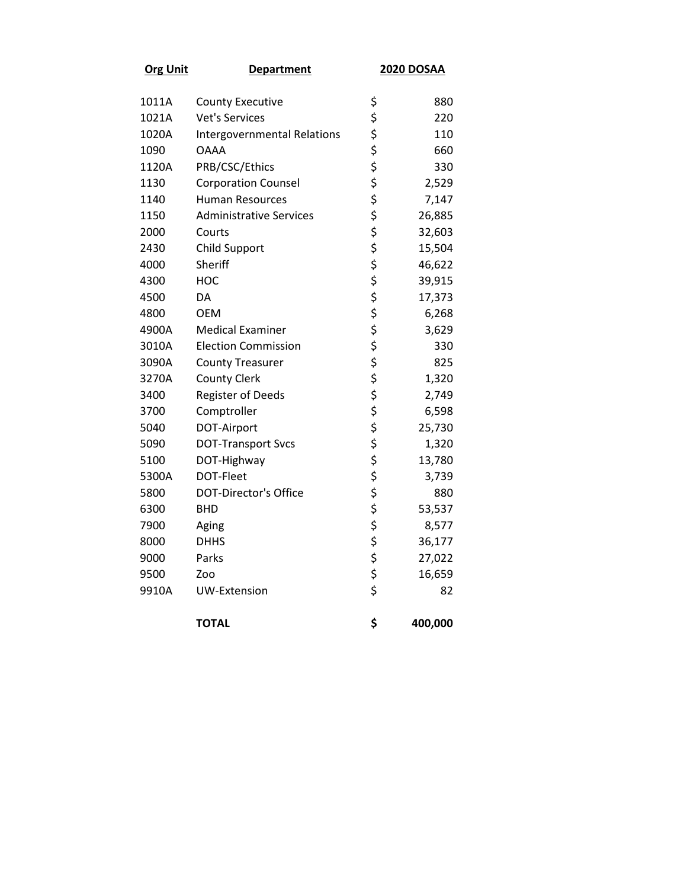| Org Unit | Department | 2020 DOSAA |
|---|---|---|
| 1011A | County Executive | $ 880 |
| 1021A | Vet's Services | $ 220 |
| 1020A | Intergovernmental Relations | $ 110 |
| 1090 | OAAA | $ 660 |
| 1120A | PRB/CSC/Ethics | $ 330 |
| 1130 | Corporation Counsel | $ 2,529 |
| 1140 | Human Resources | $ 7,147 |
| 1150 | Administrative Services | $ 26,885 |
| 2000 | Courts | $ 32,603 |
| 2430 | Child Support | $ 15,504 |
| 4000 | Sheriff | $ 46,622 |
| 4300 | HOC | $ 39,915 |
| 4500 | DA | $ 17,373 |
| 4800 | OEM | $ 6,268 |
| 4900A | Medical Examiner | $ 3,629 |
| 3010A | Election Commission | $ 330 |
| 3090A | County Treasurer | $ 825 |
| 3270A | County Clerk | $ 1,320 |
| 3400 | Register of Deeds | $ 2,749 |
| 3700 | Comptroller | $ 6,598 |
| 5040 | DOT-Airport | $ 25,730 |
| 5090 | DOT-Transport Svcs | $ 1,320 |
| 5100 | DOT-Highway | $ 13,780 |
| 5300A | DOT-Fleet | $ 3,739 |
| 5800 | DOT-Director's Office | $ 880 |
| 6300 | BHD | $ 53,537 |
| 7900 | Aging | $ 8,577 |
| 8000 | DHHS | $ 36,177 |
| 9000 | Parks | $ 27,022 |
| 9500 | Zoo | $ 16,659 |
| 9910A | UW-Extension | $ 82 |
| | **TOTAL** | **$ 400,000** |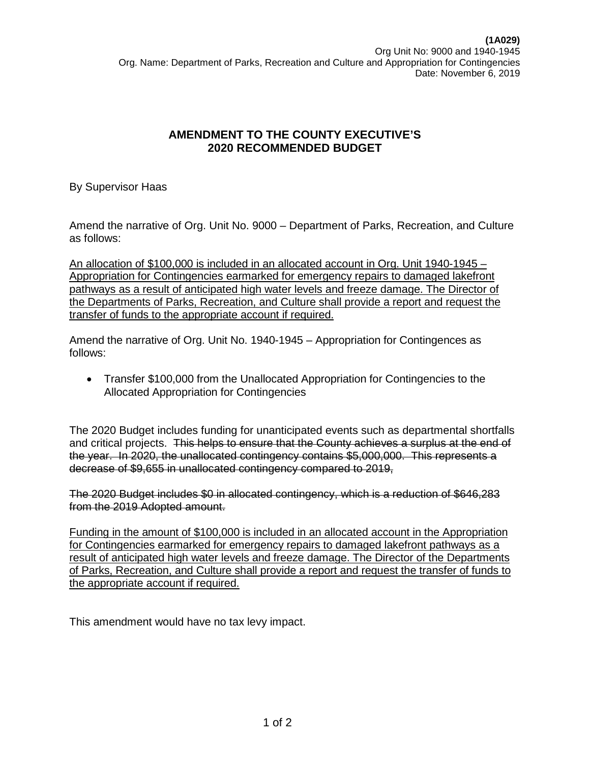**(1A029)**
Org Unit No: 9000 and 1940-1945
Org. Name: Department of Parks, Recreation and Culture and Appropriation for Contingencies
Date: November 6, 2019

## AMENDMENT TO THE COUNTY EXECUTIVE'S 2020 RECOMMENDED BUDGET

By Supervisor Haas

Amend the narrative of Org. Unit No. 9000 – Department of Parks, Recreation, and Culture as follows:

<u>An allocation of $100,000 is included in an allocated account in Org. Unit 1940-1945 – Appropriation for Contingencies earmarked for emergency repairs to damaged lakefront pathways as a result of anticipated high water levels and freeze damage. The Director of the Departments of Parks, Recreation, and Culture shall provide a report and request the transfer of funds to the appropriate account if required.</u>

Amend the narrative of Org. Unit No. 1940-1945 – Appropriation for Contingences as follows:

- Transfer $100,000 from the Unallocated Appropriation for Contingencies to the Allocated Appropriation for Contingencies

The 2020 Budget includes funding for unanticipated events such as departmental shortfalls and critical projects. ~~This helps to ensure that the County achieves a surplus at the end of the year. In 2020, the unallocated contingency contains $5,000,000. This represents a decrease of $9,655 in unallocated contingency compared to 2019,~~

~~The 2020 Budget includes $0 in allocated contingency, which is a reduction of $646,283 from the 2019 Adopted amount.~~

<u>Funding in the amount of $100,000 is included in an allocated account in the Appropriation for Contingencies earmarked for emergency repairs to damaged lakefront pathways as a result of anticipated high water levels and freeze damage. The Director of the Departments of Parks, Recreation, and Culture shall provide a report and request the transfer of funds to the appropriate account if required.</u>

This amendment would have no tax levy impact.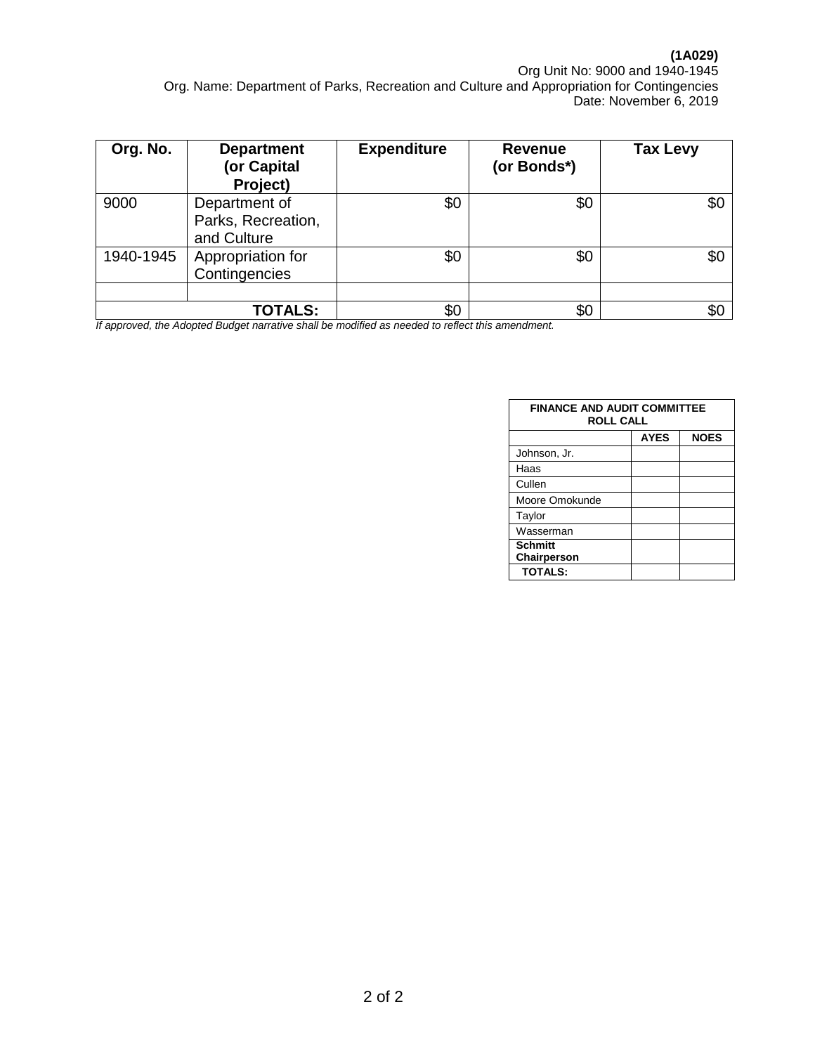**(1A029)**
Org Unit No: 9000 and 1940-1945
Org. Name: Department of Parks, Recreation and Culture and Appropriation for Contingencies
Date: November 6, 2019

| Org. No. | Department (or Capital Project) | Expenditure | Revenue (or Bonds*) | Tax Levy |
|---|---|---|---|---|
| 9000 | Department of Parks, Recreation, and Culture | $0 | $0 | $0 |
| 1940-1945 | Appropriation for Contingencies | $0 | $0 | $0 |
| | | | | |
| | **TOTALS:** | $0 | $0 | $0 |

*If approved, the Adopted Budget narrative shall be modified as needed to reflect this amendment.*

| FINANCE AND AUDIT COMMITTEE ROLL CALL | | |
|---|---|---|
| | **AYES** | **NOES** |
| Johnson, Jr. | | |
| Haas | | |
| Cullen | | |
| Moore Omokunde | | |
| Taylor | | |
| Wasserman | | |
| **Schmitt Chairperson** | | |
| **TOTALS:** | | |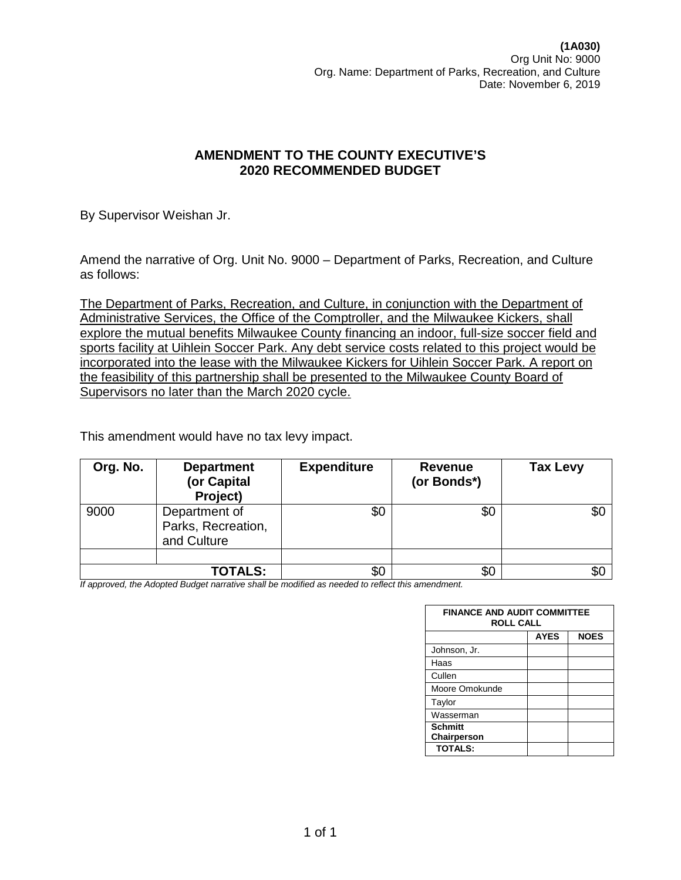**(1A030)**
Org Unit No: 9000
Org. Name: Department of Parks, Recreation, and Culture
Date: November 6, 2019

## AMENDMENT TO THE COUNTY EXECUTIVE'S 2020 RECOMMENDED BUDGET

By Supervisor Weishan Jr.

Amend the narrative of Org. Unit No. 9000 – Department of Parks, Recreation, and Culture as follows:

<u>The Department of Parks, Recreation, and Culture, in conjunction with the Department of Administrative Services, the Office of the Comptroller, and the Milwaukee Kickers, shall explore the mutual benefits Milwaukee County financing an indoor, full-size soccer field and sports facility at Uihlein Soccer Park. Any debt service costs related to this project would be incorporated into the lease with the Milwaukee Kickers for Uihlein Soccer Park. A report on the feasibility of this partnership shall be presented to the Milwaukee County Board of Supervisors no later than the March 2020 cycle.</u>

This amendment would have no tax levy impact.

| Org. No. | Department (or Capital Project) | Expenditure | Revenue (or Bonds*) | Tax Levy |
|---|---|---|---|---|
| 9000 | Department of Parks, Recreation, and Culture | $0 | $0 | $0 |
| | | | | |
| | **TOTALS:** | $0 | $0 | $0 |

*If approved, the Adopted Budget narrative shall be modified as needed to reflect this amendment.*

| FINANCE AND AUDIT COMMITTEE ROLL CALL | | |
|---|---|---|
| | **AYES** | **NOES** |
| Johnson, Jr. | | |
| Haas | | |
| Cullen | | |
| Moore Omokunde | | |
| Taylor | | |
| Wasserman | | |
| **Schmitt Chairperson** | | |
| **TOTALS:** | | |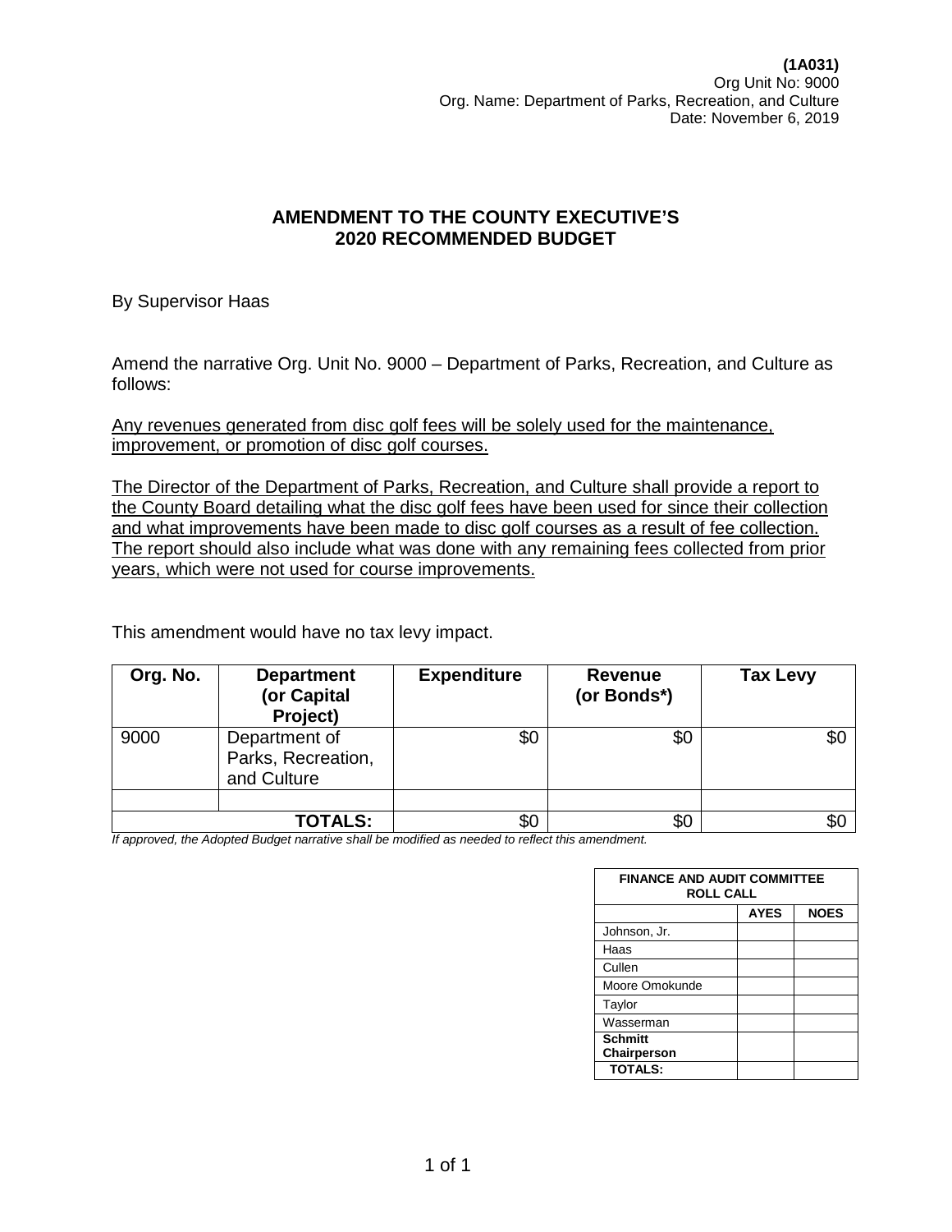**(1A031)**
Org Unit No: 9000
Org. Name: Department of Parks, Recreation, and Culture
Date: November 6, 2019

## AMENDMENT TO THE COUNTY EXECUTIVE'S 2020 RECOMMENDED BUDGET

By Supervisor Haas

Amend the narrative Org. Unit No. 9000 – Department of Parks, Recreation, and Culture as follows:

<u>Any revenues generated from disc golf fees will be solely used for the maintenance, improvement, or promotion of disc golf courses.</u>

<u>The Director of the Department of Parks, Recreation, and Culture shall provide a report to the County Board detailing what the disc golf fees have been used for since their collection and what improvements have been made to disc golf courses as a result of fee collection. The report should also include what was done with any remaining fees collected from prior years, which were not used for course improvements.</u>

This amendment would have no tax levy impact.

| Org. No. | Department (or Capital Project) | Expenditure | Revenue (or Bonds*) | Tax Levy |
|---|---|---|---|---|
| 9000 | Department of Parks, Recreation, and Culture | $0 | $0 | $0 |
| | | | | |
| | **TOTALS:** | $0 | $0 | $0 |

*If approved, the Adopted Budget narrative shall be modified as needed to reflect this amendment.*

| FINANCE AND AUDIT COMMITTEE ROLL CALL | | |
|---|---|---|
| | **AYES** | **NOES** |
| Johnson, Jr. | | |
| Haas | | |
| Cullen | | |
| Moore Omokunde | | |
| Taylor | | |
| Wasserman | | |
| **Schmitt Chairperson** | | |
| **TOTALS:** | | |